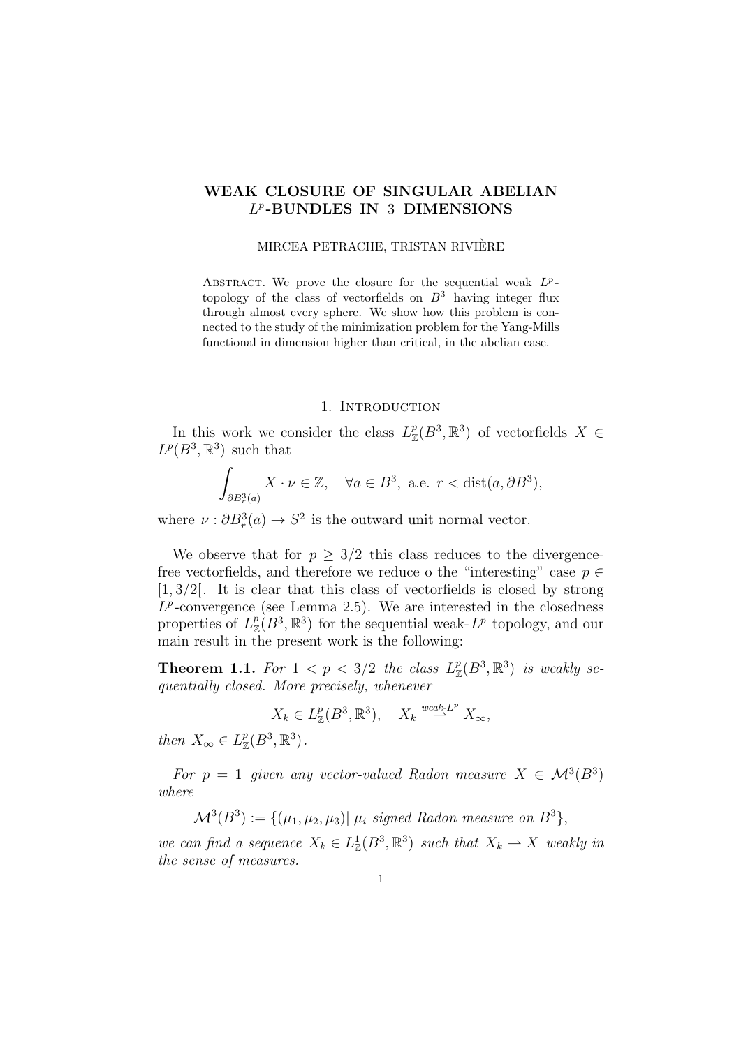# WEAK CLOSURE OF SINGULAR ABELIAN $L^p$-BUNDLES IN 3 DIMENSIONS

MIRCEA PETRACHE, TRISTAN RIVIÈRE

Abstract. We prove the closure for the sequential weak $L^p$-topology of the class of vectorfields on $B^3$ having integer flux through almost every sphere. We show how this problem is connected to the study of the minimization problem for the Yang-Mills functional in dimension higher than critical, in the abelian case.

## 1. Introduction

In this work we consider the class $L^p_{\mathbb{Z}}(B^3, \mathbb{R}^3)$ of vectorfields $X \in L^p(B^3, \mathbb{R}^3)$ such that

$$\int_{\partial B^3_r(a)} X \cdot \nu \in \mathbb{Z}, \quad \forall a \in B^3, \text{ a.e. } r < \operatorname{dist}(a, \partial B^3),$$

where $\nu : \partial B^3_r(a) \to S^2$ is the outward unit normal vector.

We observe that for $p \geq 3/2$ this class reduces to the divergence-free vectorfields, and therefore we reduce o the "interesting" case $p \in [1, 3/2[$. It is clear that this class of vectorfields is closed by strong $L^p$-convergence (see Lemma 2.5). We are interested in the closedness properties of $L^p_{\mathbb{Z}}(B^3, \mathbb{R}^3)$ for the sequential weak-$L^p$ topology, and our main result in the present work is the following:

**Theorem 1.1.** *For $1 < p < 3/2$ the class $L^p_{\mathbb{Z}}(B^3, \mathbb{R}^3)$ is weakly sequentially closed. More precisely, whenever*

$$X_k \in L^p_{\mathbb{Z}}(B^3, \mathbb{R}^3), \quad X_k \overset{weak\text{-}L^p}{\rightharpoonup} X_\infty,$$

*then $X_\infty \in L^p_{\mathbb{Z}}(B^3, \mathbb{R}^3)$.*

*For $p = 1$ given any vector-valued Radon measure $X \in \mathcal{M}^3(B^3)$ where*

$$\mathcal{M}^3(B^3) := \{(\mu_1, \mu_2, \mu_3) | \ \mu_i \text{ signed Radon measure on } B^3\},$$

*we can find a sequence $X_k \in L^1_{\mathbb{Z}}(B^3, \mathbb{R}^3)$ such that $X_k \rightharpoonup X$ weakly in the sense of measures.*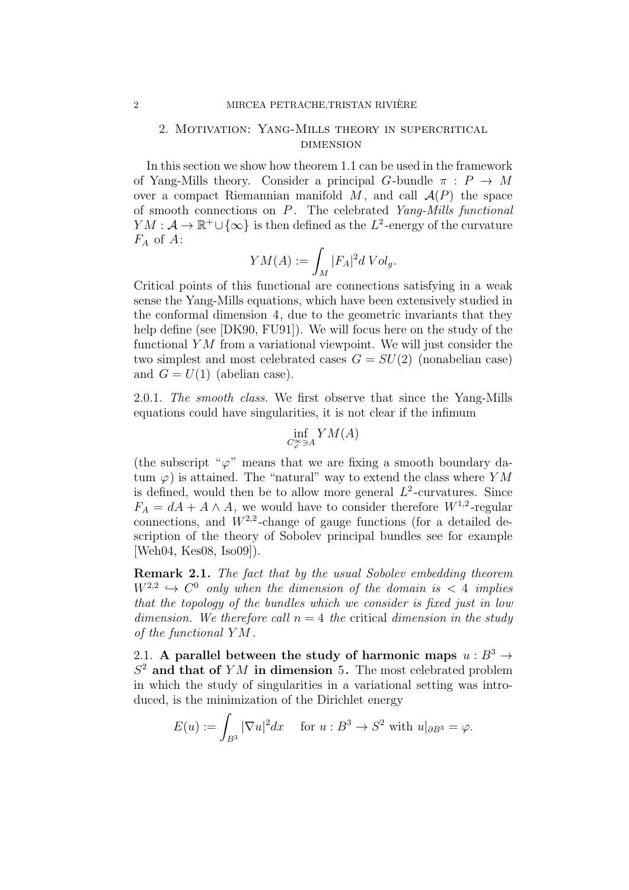## 2. Motivation: Yang-Mills theory in supercritical dimension

In this section we show how theorem 1.1 can be used in the framework of Yang-Mills theory. Consider a principal $G$-bundle $\pi : P \to M$ over a compact Riemannian manifold $M$, and call $\mathcal{A}(P)$ the space of smooth connections on $P$. The celebrated *Yang-Mills functional* $YM : \mathcal{A} \to \mathbb{R}^+ \cup \{\infty\}$ is then defined as the $L^2$-energy of the curvature $F_A$ of $A$:

$$YM(A) := \int_M |F_A|^2 d\,Vol_g.$$

Critical points of this functional are connections satisfying in a weak sense the Yang-Mills equations, which have been extensively studied in the conformal dimension 4, due to the geometric invariants that they help define (see [DK90, FU91]). We will focus here on the study of the functional $YM$ from a variational viewpoint. We will just consider the two simplest and most celebrated cases $G = SU(2)$ (nonabelian case) and $G = U(1)$ (abelian case).

2.0.1. *The smooth class.* We first observe that since the Yang-Mills equations could have singularities, it is not clear if the infimum

$$\inf_{C^\infty_\varphi \ni A} YM(A)$$

(the subscript "$\varphi$" means that we are fixing a smooth boundary datum $\varphi$) is attained. The "natural" way to extend the class where $YM$ is defined, would then be to allow more general $L^2$-curvatures. Since $F_A = dA + A \wedge A$, we would have to consider therefore $W^{1,2}$-regular connections, and $W^{2,2}$-change of gauge functions (for a detailed description of the theory of Sobolev principal bundles see for example [Weh04, Kes08, Iso09]).

**Remark 2.1.** *The fact that by the usual Sobolev embedding theorem $W^{2,2} \hookrightarrow C^0$ only when the dimension of the domain is $< 4$ implies that the topology of the bundles which we consider is fixed just in low dimension. We therefore call $n = 4$ the* critical *dimension in the study of the functional $YM$.*

2.1. **A parallel between the study of harmonic maps $u : B^3 \to S^2$ and that of $YM$ in dimension 5.** The most celebrated problem in which the study of singularities in a variational setting was introduced, is the minimization of the Dirichlet energy

$$E(u) := \int_{B^3} |\nabla u|^2 dx \quad \text{ for } u : B^3 \to S^2 \text{ with } u|_{\partial B^3} = \varphi.$$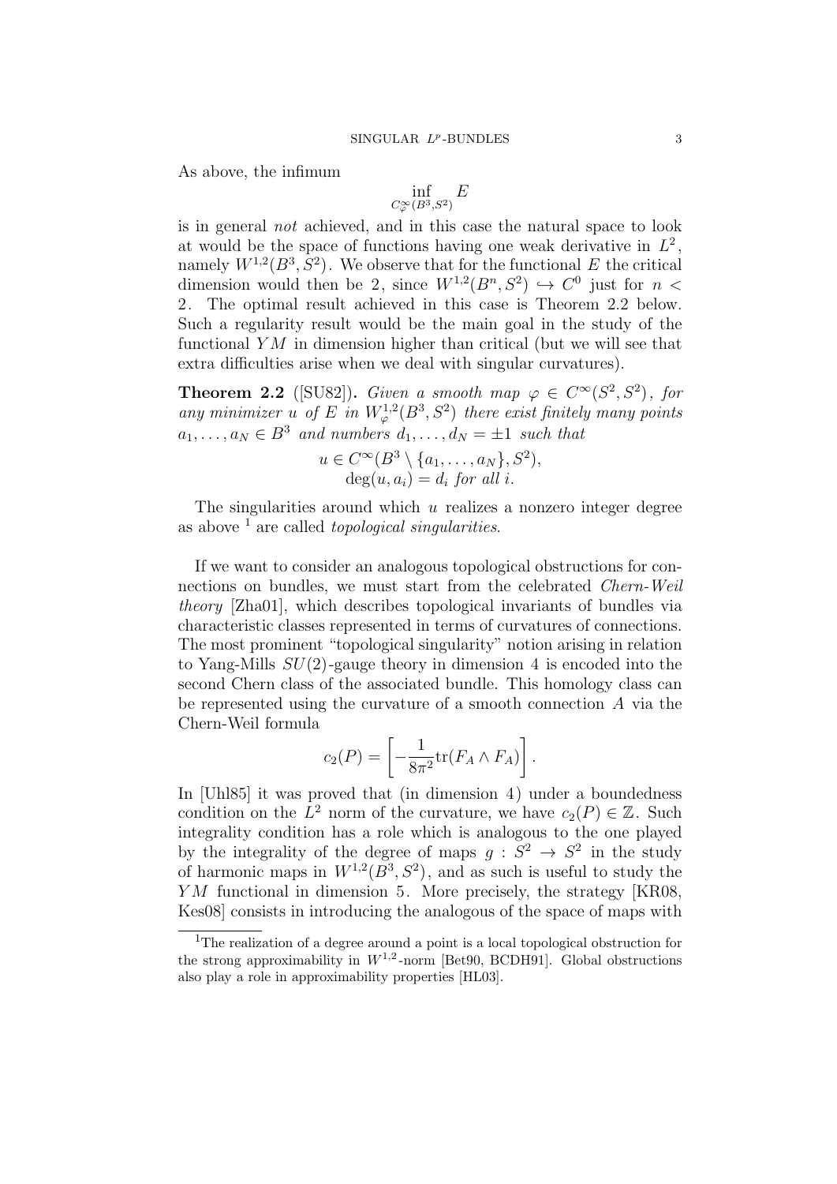As above, the infimum

$$\inf_{C^\infty_\varphi(B^3,S^2)} E$$

is in general *not* achieved, and in this case the natural space to look at would be the space of functions having one weak derivative in $L^2$, namely $W^{1,2}(B^3,S^2)$. We observe that for the functional $E$ the critical dimension would then be 2, since $W^{1,2}(B^n,S^2) \hookrightarrow C^0$ just for $n < 2$. The optimal result achieved in this case is Theorem 2.2 below. Such a regularity result would be the main goal in the study of the functional $YM$ in dimension higher than critical (but we will see that extra difficulties arise when we deal with singular curvatures).

**Theorem 2.2** ([SU82]). *Given a smooth map $\varphi \in C^\infty(S^2,S^2)$, for any minimizer $u$ of $E$ in $W^{1,2}_\varphi(B^3,S^2)$ there exist finitely many points $a_1,\dots,a_N \in B^3$ and numbers $d_1,\dots,d_N = \pm 1$ such that*

$$u \in C^\infty(B^3 \setminus \{a_1,\dots,a_N\},S^2),$$
$$\deg(u,a_i) = d_i \text{ for all } i.$$

The singularities around which $u$ realizes a nonzero integer degree as above [1] are called *topological singularities*.

If we want to consider an analogous topological obstructions for connections on bundles, we must start from the celebrated *Chern-Weil theory* [Zha01], which describes topological invariants of bundles via characteristic classes represented in terms of curvatures of connections. The most prominent "topological singularity" notion arising in relation to Yang-Mills $SU(2)$-gauge theory in dimension 4 is encoded into the second Chern class of the associated bundle. This homology class can be represented using the curvature of a smooth connection $A$ via the Chern-Weil formula

$$c_2(P) = \left[ -\frac{1}{8\pi^2}\mathrm{tr}(F_A \wedge F_A) \right].$$

In [Uhl85] it was proved that (in dimension 4) under a boundedness condition on the $L^2$ norm of the curvature, we have $c_2(P) \in \mathbb{Z}$. Such integrality condition has a role which is analogous to the one played by the integrality of the degree of maps $g : S^2 \to S^2$ in the study of harmonic maps in $W^{1,2}(B^3,S^2)$, and as such is useful to study the $YM$ functional in dimension 5. More precisely, the strategy [KR08, Kes08] consists in introducing the analogous of the space of maps with

[1] The realization of a degree around a point is a local topological obstruction for the strong approximability in $W^{1,2}$-norm [Bet90, BCDH91]. Global obstructions also play a role in approximability properties [HL03].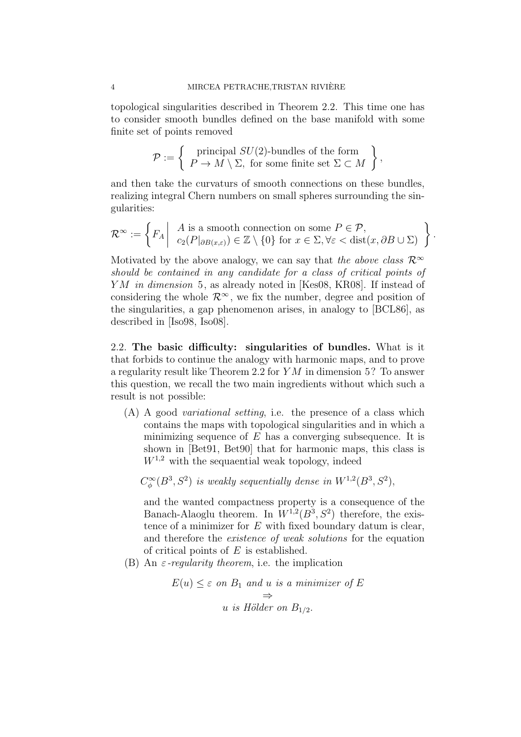topological singularities described in Theorem 2.2. This time one has to consider smooth bundles defined on the base manifold with some finite set of points removed

$$\mathcal{P} := \left\{ \begin{array}{c} \text{principal } SU(2)\text{-bundles of the form} \\ P \to M \setminus \Sigma, \text{ for some finite set } \Sigma \subset M \end{array} \right\},$$

and then take the curvaturs of smooth connections on these bundles, realizing integral Chern numbers on small spheres surrounding the singularities:

$$\mathcal{R}^\infty := \left\{ F_A \,\middle|\, \begin{array}{l} A \text{ is a smooth connection on some } P \in \mathcal{P}, \\ c_2(P|_{\partial B(x,\varepsilon)}) \in \mathbb{Z} \setminus \{0\} \text{ for } x \in \Sigma, \forall \varepsilon < \operatorname{dist}(x, \partial B \cup \Sigma) \end{array} \right\}.$$

Motivated by the above analogy, we can say that *the above class $\mathcal{R}^\infty$ should be contained in any candidate for a class of critical points of $YM$ in dimension* 5, as already noted in [Kes08, KR08]. If instead of considering the whole $\mathcal{R}^\infty$, we fix the number, degree and position of the singularities, a gap phenomenon arises, in analogy to [BCL86], as described in [Iso98, Iso08].

### 2.2. The basic difficulty: singularities of bundles.

What is it that forbids to continue the analogy with harmonic maps, and to prove a regularity result like Theorem 2.2 for $YM$ in dimension 5? To answer this question, we recall the two main ingredients without which such a result is not possible:

(A) A good *variational setting*, i.e. the presence of a class which contains the maps with topological singularities and in which a minimizing sequence of $E$ has a converging subsequence. It is shown in [Bet91, Bet90] that for harmonic maps, this class is $W^{1,2}$ with the sequaential weak topology, indeed

$C^\infty_\phi(B^3, S^2)$ *is weakly sequentially dense in* $W^{1,2}(B^3, S^2)$,

and the wanted compactness property is a consequence of the Banach-Alaoglu theorem. In $W^{1,2}(B^3, S^2)$ therefore, the existence of a minimizer for $E$ with fixed boundary datum is clear, and therefore the *existence of weak solutions* for the equation of critical points of $E$ is established.

(B) An *$\varepsilon$-regularity theorem*, i.e. the implication

$$E(u) \leq \varepsilon \text{ on } B_1 \text{ and } u \text{ is a minimizer of } E$$
$$\Rightarrow$$
$$u \text{ is Hölder on } B_{1/2}.$$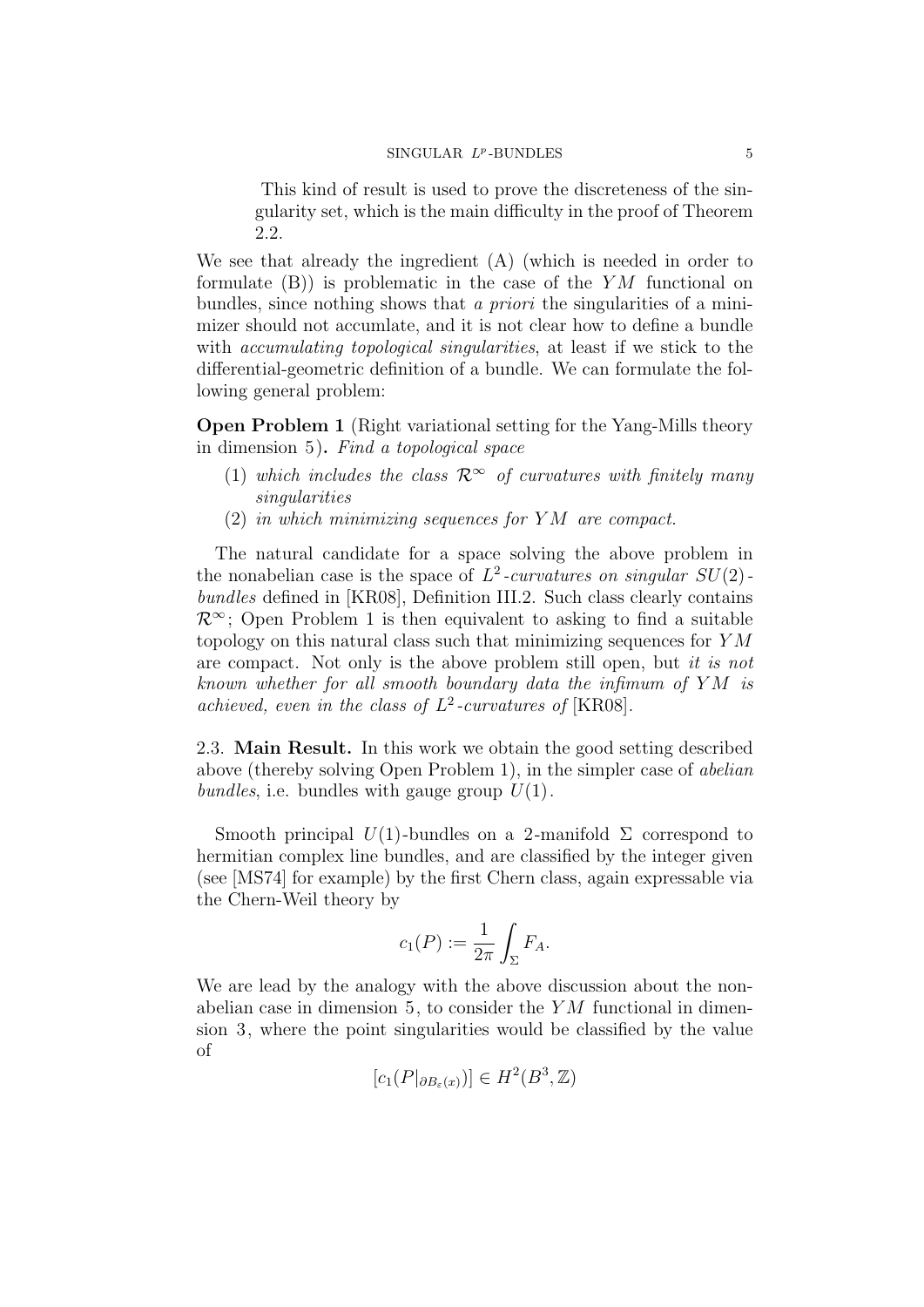This kind of result is used to prove the discreteness of the singularity set, which is the main difficulty in the proof of Theorem 2.2.

We see that already the ingredient (A) (which is needed in order to formulate (B)) is problematic in the case of the $YM$ functional on bundles, since nothing shows that *a priori* the singularities of a minimizer should not accumlate, and it is not clear how to define a bundle with *accumulating topological singularities*, at least if we stick to the differential-geometric definition of a bundle. We can formulate the following general problem:

**Open Problem 1** (Right variational setting for the Yang-Mills theory in dimension 5)**.** *Find a topological space*

1. *which includes the class $\mathcal{R}^\infty$ of curvatures with finitely many singularities*
2. *in which minimizing sequences for $YM$ are compact.*

The natural candidate for a space solving the above problem in the nonabelian case is the space of *$L^2$-curvatures on singular $SU(2)$-bundles* defined in [KR08], Definition III.2. Such class clearly contains $\mathcal{R}^\infty$; Open Problem 1 is then equivalent to asking to find a suitable topology on this natural class such that minimizing sequences for $YM$ are compact. Not only is the above problem still open, but *it is not known whether for all smooth boundary data the infimum of $YM$ is achieved, even in the class of $L^2$-curvatures of* [KR08].

2.3. **Main Result.** In this work we obtain the good setting described above (thereby solving Open Problem 1), in the simpler case of *abelian bundles*, i.e. bundles with gauge group $U(1)$.

Smooth principal $U(1)$-bundles on a 2-manifold $\Sigma$ correspond to hermitian complex line bundles, and are classified by the integer given (see [MS74] for example) by the first Chern class, again expressable via the Chern-Weil theory by

$$c_1(P) := \frac{1}{2\pi}\int_\Sigma F_A.$$

We are lead by the analogy with the above discussion about the nonabelian case in dimension 5, to consider the $YM$ functional in dimension 3, where the point singularities would be classified by the value of

$$[c_1(P|_{\partial B_\varepsilon(x)})] \in H^2(B^3, \mathbb{Z})$$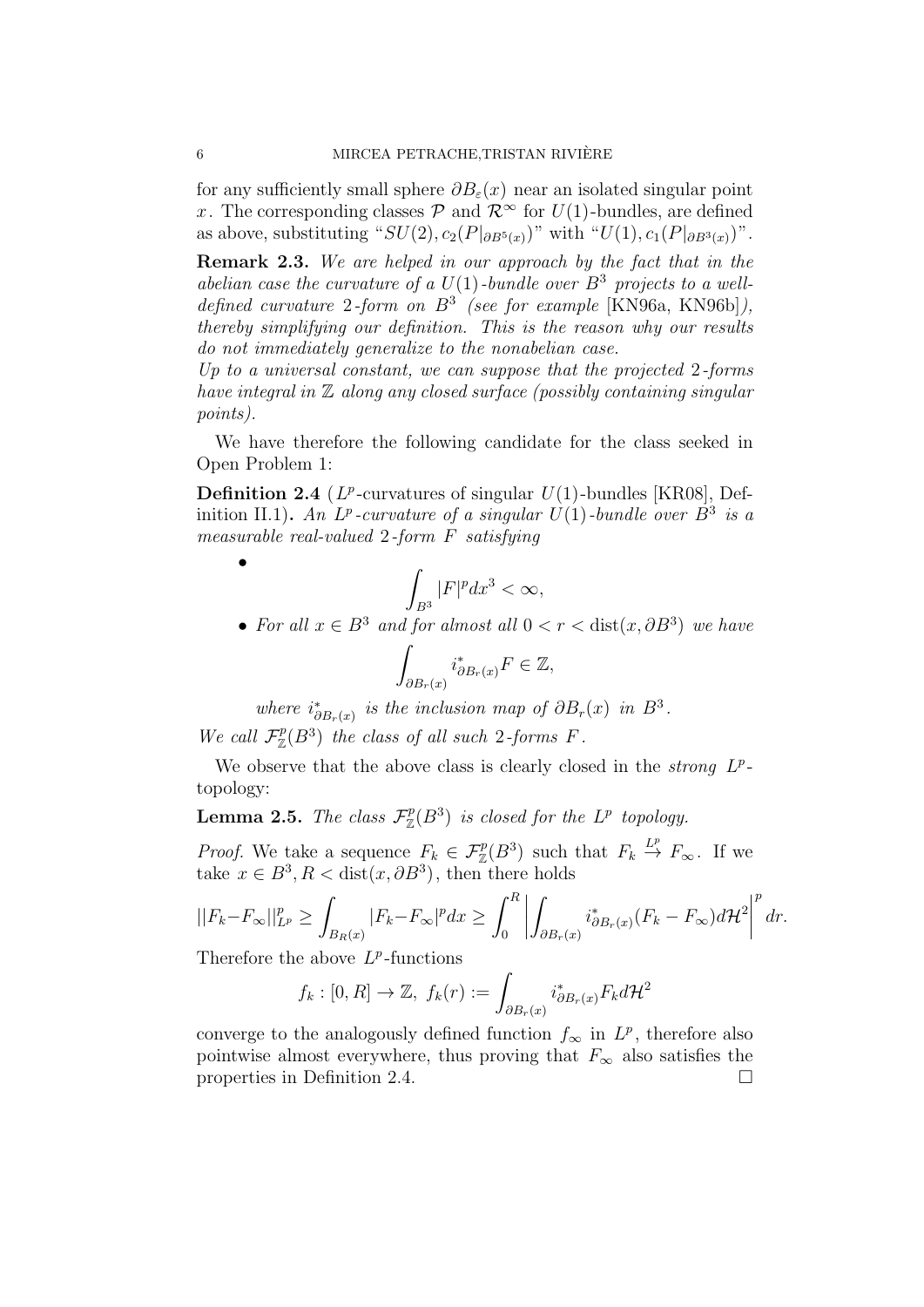for any sufficiently small sphere $\partial B_\varepsilon(x)$ near an isolated singular point $x$. The corresponding classes $\mathcal{P}$ and $\mathcal{R}^\infty$ for $U(1)$-bundles, are defined as above, substituting "$SU(2), c_2(P|_{\partial B^5(x)})$" with "$U(1), c_1(P|_{\partial B^3(x)})$".

**Remark 2.3.** *We are helped in our approach by the fact that in the abelian case the curvature of a $U(1)$-bundle over $B^3$ projects to a well-defined curvature 2-form on $B^3$ (see for example* [KN96a, KN96b]*), thereby simplifying our definition. This is the reason why our results do not immediately generalize to the nonabelian case.*

*Up to a universal constant, we can suppose that the projected 2-forms have integral in $\mathbb{Z}$ along any closed surface (possibly containing singular points).*

We have therefore the following candidate for the class seeked in Open Problem 1:

**Definition 2.4** ($L^p$-curvatures of singular $U(1)$-bundles [KR08], Definition II.1)**.** *An $L^p$-curvature of a singular $U(1)$-bundle over $B^3$ is a measurable real-valued 2-form $F$ satisfying*

- $$\int_{B^3} |F|^p dx^3 < \infty,$$
- *For all $x \in B^3$ and for almost all $0 < r < \mathrm{dist}(x, \partial B^3)$ we have*
  $$\int_{\partial B_r(x)} i^*_{\partial B_r(x)} F \in \mathbb{Z},$$
  *where $i^*_{\partial B_r(x)}$ is the inclusion map of $\partial B_r(x)$ in $B^3$.*

*We call $\mathcal{F}^p_{\mathbb{Z}}(B^3)$ the class of all such 2-forms $F$.*

We observe that the above class is clearly closed in the *strong* $L^p$-topology:

**Lemma 2.5.** *The class $\mathcal{F}^p_{\mathbb{Z}}(B^3)$ is closed for the $L^p$ topology.*

*Proof.* We take a sequence $F_k \in \mathcal{F}^p_{\mathbb{Z}}(B^3)$ such that $F_k \stackrel{L^p}{\to} F_\infty$. If we take $x \in B^3, R < \mathrm{dist}(x, \partial B^3)$, then there holds

$$||F_k - F_\infty||^p_{L^p} \geq \int_{B_R(x)} |F_k - F_\infty|^p dx \geq \int_0^R \left| \int_{\partial B_r(x)} i^*_{\partial B_r(x)} (F_k - F_\infty) d\mathcal{H}^2 \right|^p dr.$$

Therefore the above $L^p$-functions

$$f_k : [0, R] \to \mathbb{Z},\ f_k(r) := \int_{\partial B_r(x)} i^*_{\partial B_r(x)} F_k d\mathcal{H}^2$$

converge to the analogously defined function $f_\infty$ in $L^p$, therefore also pointwise almost everywhere, thus proving that $F_\infty$ also satisfies the properties in Definition 2.4. □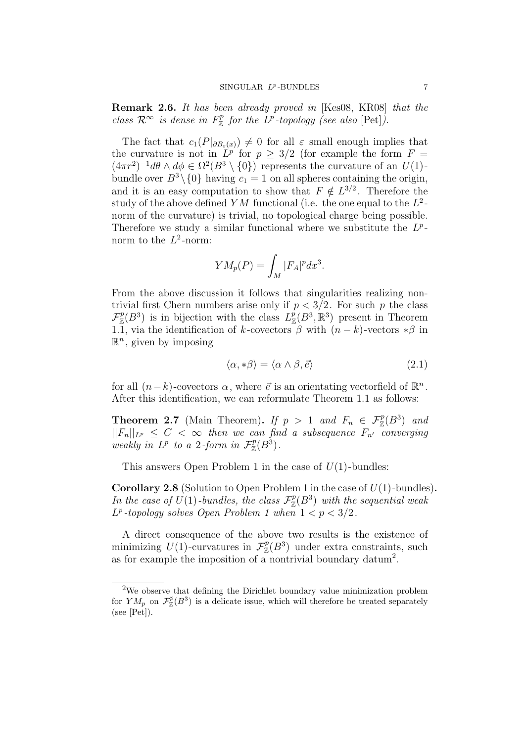**Remark 2.6.** *It has been already proved in* [Kes08, KR08] *that the class $\mathcal{R}^\infty$ is dense in $F^p_{\mathbb{Z}}$ for the $L^p$-topology (see also* [Pet]*).*

The fact that $c_1(P|_{\partial B_\varepsilon(x)}) \neq 0$ for all $\varepsilon$ small enough implies that the curvature is not in $L^p$ for $p \geq 3/2$ (for example the form $F = (4\pi r^2)^{-1} d\theta \wedge d\phi \in \Omega^2(B^3 \setminus \{0\})$ represents the curvature of an $U(1)$-bundle over $B^3 \setminus \{0\}$ having $c_1 = 1$ on all spheres containing the origin, and it is an easy computation to show that $F \notin L^{3/2}$. Therefore the study of the above defined $YM$ functional (i.e. the one equal to the $L^2$-norm of the curvature) is trivial, no topological charge being possible. Therefore we study a similar functional where we substitute the $L^p$-norm to the $L^2$-norm:

$$YM_p(P) = \int_M |F_A|^p dx^3.$$

From the above discussion it follows that singularities realizing nontrivial first Chern numbers arise only if $p < 3/2$. For such $p$ the class $\mathcal{F}^p_{\mathbb{Z}}(B^3)$ is in bijection with the class $L^p_{\mathbb{Z}}(B^3, \mathbb{R}^3)$ present in Theorem 1.1, via the identification of $k$-covectors $\beta$ with $(n-k)$-vectors $*\beta$ in $\mathbb{R}^n$, given by imposing

$$\langle \alpha, *\beta \rangle = \langle \alpha \wedge \beta, \vec{e} \rangle \tag{2.1}$$

for all $(n-k)$-covectors $\alpha$, where $\vec{e}$ is an orientating vectorfield of $\mathbb{R}^n$. After this identification, we can reformulate Theorem 1.1 as follows:

**Theorem 2.7** (Main Theorem)**.** *If $p > 1$ and $F_n \in \mathcal{F}^p_{\mathbb{Z}}(B^3)$ and $||F_n||_{L^p} \leq C < \infty$ then we can find a subsequence $F_{n'}$ converging weakly in $L^p$ to a 2-form in $\mathcal{F}^p_{\mathbb{Z}}(B^3)$.*

This answers Open Problem 1 in the case of $U(1)$-bundles:

**Corollary 2.8** (Solution to Open Problem 1 in the case of $U(1)$-bundles)**.** *In the case of $U(1)$-bundles, the class $\mathcal{F}^p_{\mathbb{Z}}(B^3)$ with the sequential weak $L^p$-topology solves Open Problem 1 when $1 < p < 3/2$.*

A direct consequence of the above two results is the existence of minimizing $U(1)$-curvatures in $\mathcal{F}^p_{\mathbb{Z}}(B^3)$ under extra constraints, such as for example the imposition of a nontrivial boundary datum[2].

[2] We observe that defining the Dirichlet boundary value minimization problem for $YM_p$ on $\mathcal{F}^p_{\mathbb{Z}}(B^3)$ is a delicate issue, which will therefore be treated separately (see [Pet]).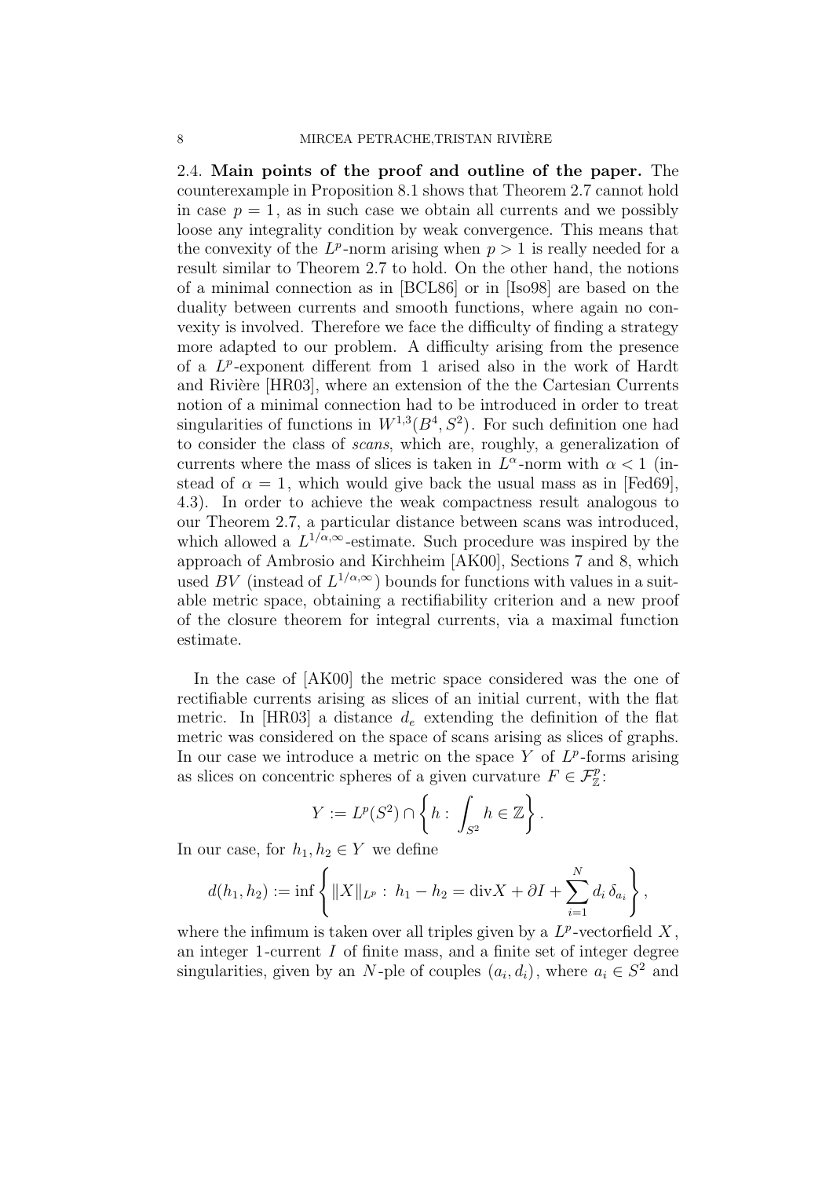**2.4. Main points of the proof and outline of the paper.** The counterexample in Proposition 8.1 shows that Theorem 2.7 cannot hold in case $p = 1$, as in such case we obtain all currents and we possibly loose any integrality condition by weak convergence. This means that the convexity of the $L^p$-norm arising when $p > 1$ is really needed for a result similar to Theorem 2.7 to hold. On the other hand, the notions of a minimal connection as in [BCL86] or in [Iso98] are based on the duality between currents and smooth functions, where again no convexity is involved. Therefore we face the difficulty of finding a strategy more adapted to our problem. A difficulty arising from the presence of a $L^p$-exponent different from 1 arised also in the work of Hardt and Rivière [HR03], where an extension of the the Cartesian Currents notion of a minimal connection had to be introduced in order to treat singularities of functions in $W^{1,3}(B^4, S^2)$. For such definition one had to consider the class of *scans*, which are, roughly, a generalization of currents where the mass of slices is taken in $L^\alpha$-norm with $\alpha < 1$ (instead of $\alpha = 1$, which would give back the usual mass as in [Fed69], 4.3). In order to achieve the weak compactness result analogous to our Theorem 2.7, a particular distance between scans was introduced, which allowed a $L^{1/\alpha,\infty}$-estimate. Such procedure was inspired by the approach of Ambrosio and Kirchheim [AK00], Sections 7 and 8, which used $BV$ (instead of $L^{1/\alpha,\infty}$) bounds for functions with values in a suitable metric space, obtaining a rectifiability criterion and a new proof of the closure theorem for integral currents, via a maximal function estimate.

In the case of [AK00] the metric space considered was the one of rectifiable currents arising as slices of an initial current, with the flat metric. In [HR03] a distance $d_e$ extending the definition of the flat metric was considered on the space of scans arising as slices of graphs. In our case we introduce a metric on the space $Y$ of $L^p$-forms arising as slices on concentric spheres of a given curvature $F \in \mathcal{F}^p_{\mathbb{Z}}$:

$$Y := L^p(S^2) \cap \left\{ h : \int_{S^2} h \in \mathbb{Z} \right\}.$$

In our case, for $h_1, h_2 \in Y$ we define

$$d(h_1, h_2) := \inf \left\{ \|X\|_{L^p} : h_1 - h_2 = \operatorname{div} X + \partial I + \sum_{i=1}^{N} d_i \, \delta_{a_i} \right\},$$

where the infimum is taken over all triples given by a $L^p$-vectorfield $X$, an integer 1-current $I$ of finite mass, and a finite set of integer degree singularities, given by an $N$-ple of couples $(a_i, d_i)$, where $a_i \in S^2$ and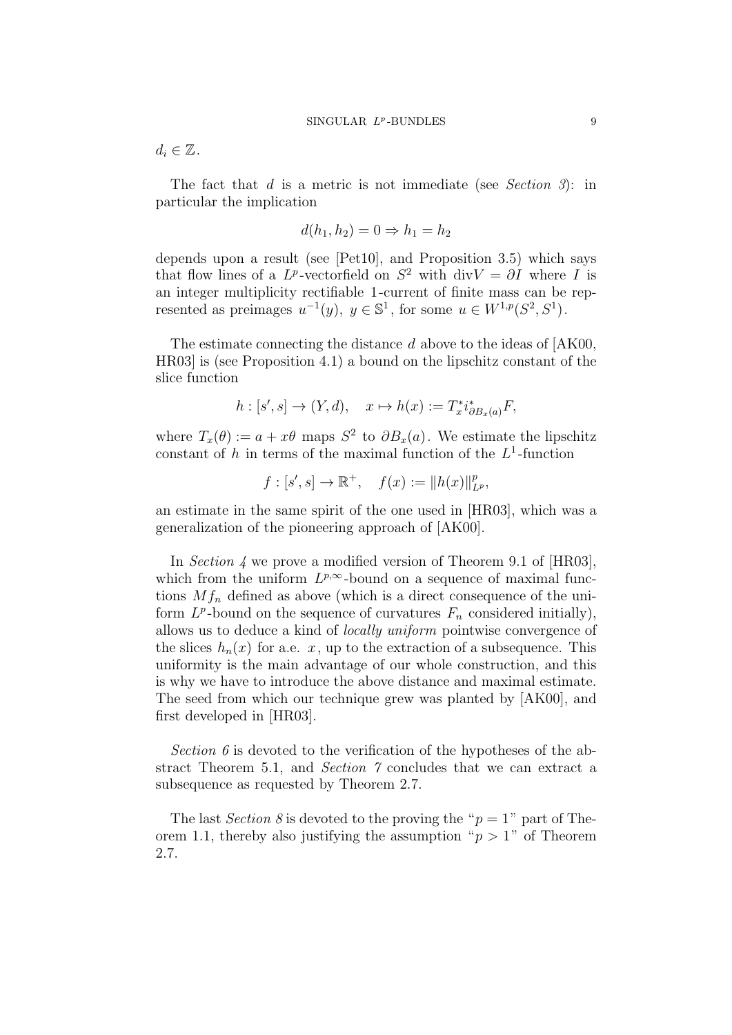$d_i \in \mathbb{Z}$.

The fact that $d$ is a metric is not immediate (see *Section 3*): in particular the implication

$$d(h_1, h_2) = 0 \Rightarrow h_1 = h_2$$

depends upon a result (see [Pet10], and Proposition 3.5) which says that flow lines of a $L^p$-vectorfield on $S^2$ with $\mathrm{div} V = \partial I$ where $I$ is an integer multiplicity rectifiable 1-current of finite mass can be represented as preimages $u^{-1}(y),\ y \in \mathbb{S}^1$, for some $u \in W^{1,p}(S^2, S^1)$.

The estimate connecting the distance $d$ above to the ideas of [AK00, HR03] is (see Proposition 4.1) a bound on the lipschitz constant of the slice function

$$h : [s', s] \to (Y, d), \quad x \mapsto h(x) := T_x^* i_{\partial B_x(a)}^* F,$$

where $T_x(\theta) := a + x\theta$ maps $S^2$ to $\partial B_x(a)$. We estimate the lipschitz constant of $h$ in terms of the maximal function of the $L^1$-function

$$f : [s', s] \to \mathbb{R}^+, \quad f(x) := \|h(x)\|_{L^p}^p,$$

an estimate in the same spirit of the one used in [HR03], which was a generalization of the pioneering approach of [AK00].

In *Section 4* we prove a modified version of Theorem 9.1 of [HR03], which from the uniform $L^{p,\infty}$-bound on a sequence of maximal functions $Mf_n$ defined as above (which is a direct consequence of the uniform $L^p$-bound on the sequence of curvatures $F_n$ considered initially), allows us to deduce a kind of *locally uniform* pointwise convergence of the slices $h_n(x)$ for a.e. $x$, up to the extraction of a subsequence. This uniformity is the main advantage of our whole construction, and this is why we have to introduce the above distance and maximal estimate. The seed from which our technique grew was planted by [AK00], and first developed in [HR03].

*Section 6* is devoted to the verification of the hypotheses of the abstract Theorem 5.1, and *Section 7* concludes that we can extract a subsequence as requested by Theorem 2.7.

The last *Section 8* is devoted to the proving the "$p = 1$" part of Theorem 1.1, thereby also justifying the assumption "$p > 1$" of Theorem 2.7.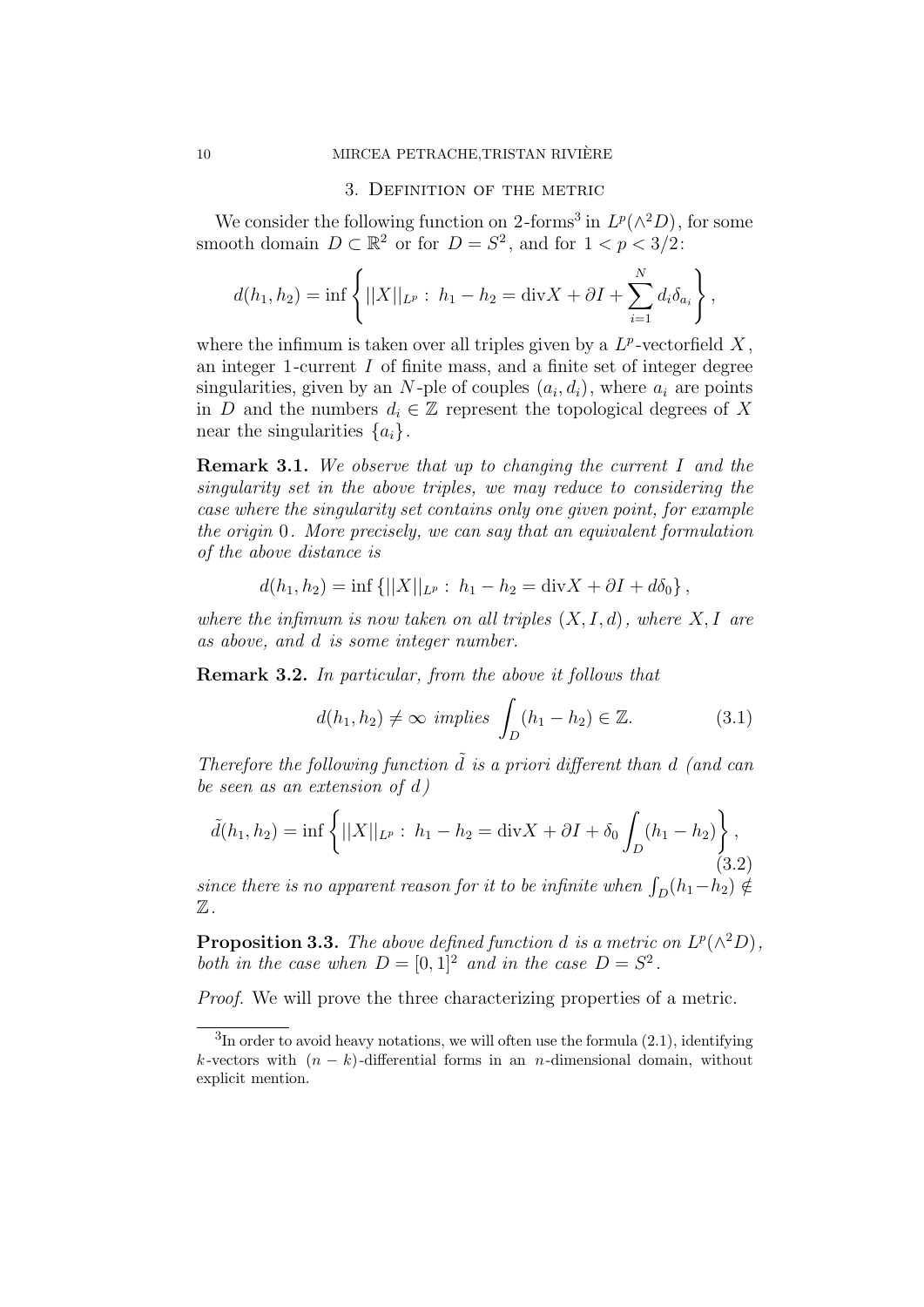## 3. Definition of the metric

We consider the following function on 2-forms[3] in $L^p(\wedge^2 D)$, for some smooth domain $D \subset \mathbb{R}^2$ or for $D = S^2$, and for $1 < p < 3/2$:

$$d(h_1, h_2) = \inf \left\{ ||X||_{L^p} : \, h_1 - h_2 = \text{div} X + \partial I + \sum_{i=1}^{N} d_i \delta_{a_i} \right\},$$

where the infimum is taken over all triples given by a $L^p$-vectorfield $X$, an integer 1-current $I$ of finite mass, and a finite set of integer degree singularities, given by an $N$-ple of couples $(a_i, d_i)$, where $a_i$ are points in $D$ and the numbers $d_i \in \mathbb{Z}$ represent the topological degrees of $X$ near the singularities $\{a_i\}$.

**Remark 3.1.** *We observe that up to changing the current $I$ and the singularity set in the above triples, we may reduce to considering the case where the singularity set contains only one given point, for example the origin $0$. More precisely, we can say that an equivalent formulation of the above distance is*

$$d(h_1, h_2) = \inf \left\{ ||X||_{L^p} : \, h_1 - h_2 = \text{div} X + \partial I + d\delta_0 \right\},$$

*where the infimum is now taken on all triples $(X, I, d)$, where $X, I$ are as above, and $d$ is some integer number.*

**Remark 3.2.** *In particular, from the above it follows that*

$$d(h_1, h_2) \neq \infty \text{ implies } \int_D (h_1 - h_2) \in \mathbb{Z}. \tag{3.1}$$

*Therefore the following function $\tilde{d}$ is a priori different than $d$ (and can be seen as an extension of $d$)*

$$\tilde{d}(h_1, h_2) = \inf \left\{ ||X||_{L^p} : \, h_1 - h_2 = \text{div} X + \partial I + \delta_0 \int_D (h_1 - h_2) \right\}, \tag{3.2}$$

*since there is no apparent reason for it to be infinite when $\int_D (h_1 - h_2) \notin \mathbb{Z}$.*

**Proposition 3.3.** *The above defined function $d$ is a metric on $L^p(\wedge^2 D)$, both in the case when $D = [0,1]^2$ and in the case $D = S^2$.*

*Proof.* We will prove the three characterizing properties of a metric.

---

[3] In order to avoid heavy notations, we will often use the formula (2.1), identifying $k$-vectors with $(n-k)$-differential forms in an $n$-dimensional domain, without explicit mention.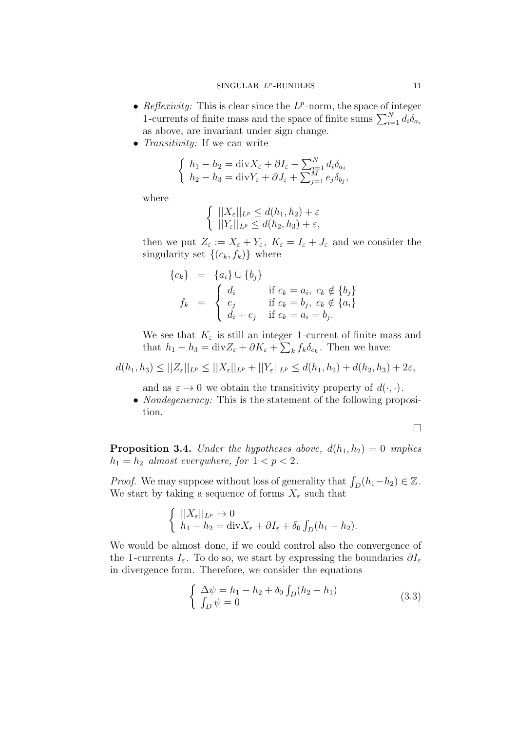- *Reflexivity:* This is clear since the $L^p$-norm, the space of integer 1-currents of finite mass and the space of finite sums $\sum_{i=1}^N d_i \delta_{a_i}$ as above, are invariant under sign change.
- *Transitivity:* If we can write

$$\left\{ \begin{array}{l} h_1 - h_2 = \text{div} X_\varepsilon + \partial I_\varepsilon + \sum_{i=1}^N d_i \delta_{a_i} \\ h_2 - h_3 = \text{div} Y_\varepsilon + \partial J_\varepsilon + \sum_{j=1}^M e_j \delta_{b_j}, \end{array} \right.$$

where

$$\left\{ \begin{array}{l} ||X_\varepsilon||_{L^p} \leq d(h_1, h_2) + \varepsilon \\ ||Y_\varepsilon||_{L^p} \leq d(h_2, h_3) + \varepsilon, \end{array} \right.$$

then we put $Z_\varepsilon := X_\varepsilon + Y_\varepsilon$, $K_\varepsilon = I_\varepsilon + J_\varepsilon$ and we consider the singularity set $\{(c_k, f_k)\}$ where

$$\begin{array}{rcl} \{c_k\} & = & \{a_i\} \cup \{b_j\} \\ f_k & = & \left\{ \begin{array}{ll} d_i & \text{if } c_k = a_i,\ c_k \notin \{b_j\} \\ e_j & \text{if } c_k = b_j,\ c_k \notin \{a_i\} \\ d_i + e_j & \text{if } c_k = a_i = b_j. \end{array} \right. \end{array}$$

We see that $K_\varepsilon$ is still an integer 1-current of finite mass and that $h_1 - h_3 = \text{div} Z_\varepsilon + \partial K_\varepsilon + \sum_k f_k \delta_{c_k}$. Then we have:

$$d(h_1, h_3) \leq ||Z_\varepsilon||_{L^p} \leq ||X_\varepsilon||_{L^p} + ||Y_\varepsilon||_{L^p} \leq d(h_1, h_2) + d(h_2, h_3) + 2\varepsilon,$$

and as $\varepsilon \to 0$ we obtain the transitivity property of $d(\cdot, \cdot)$.
- *Nondegeneracy:* This is the statement of the following proposition.

□

**Proposition 3.4.** *Under the hypotheses above, $d(h_1, h_2) = 0$ implies $h_1 = h_2$ almost everywhere, for $1 < p < 2$.*

*Proof.* We may suppose without loss of generality that $\int_D (h_1 - h_2) \in \mathbb{Z}$. We start by taking a sequence of forms $X_\varepsilon$ such that

$$\left\{ \begin{array}{l} ||X_\varepsilon||_{L^p} \to 0 \\ h_1 - h_2 = \text{div} X_\varepsilon + \partial I_\varepsilon + \delta_0 \int_D (h_1 - h_2). \end{array} \right.$$

We would be almost done, if we could control also the convergence of the 1-currents $I_\varepsilon$. To do so, we start by expressing the boundaries $\partial I_\varepsilon$ in divergence form. Therefore, we consider the equations

$$\left\{ \begin{array}{l} \Delta \psi = h_1 - h_2 + \delta_0 \int_D (h_2 - h_1) \\ \int_D \psi = 0 \end{array} \right. \tag{3.3}$$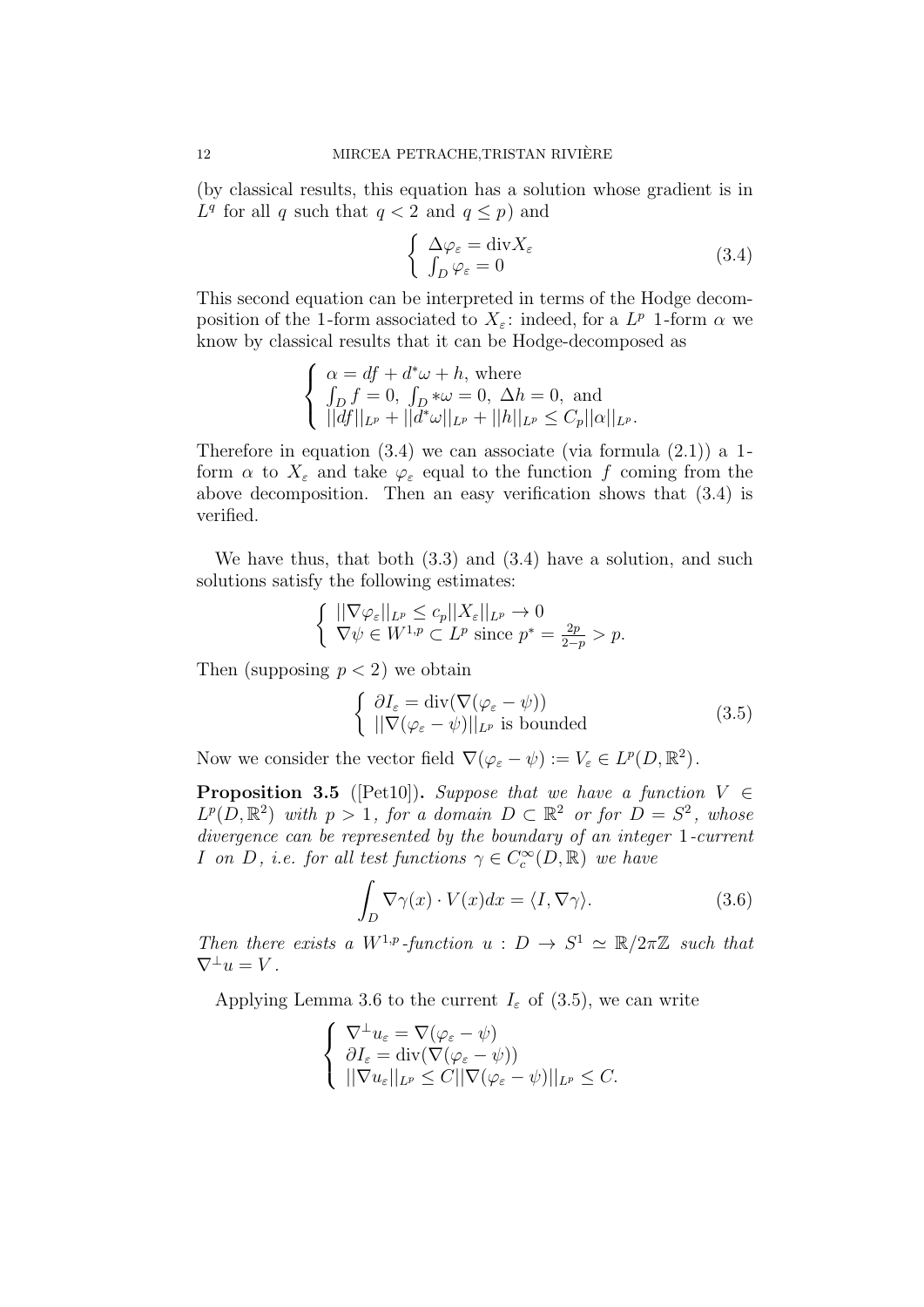(by classical results, this equation has a solution whose gradient is in $L^q$ for all $q$ such that $q < 2$ and $q \leq p$) and

$$\begin{cases} \Delta\varphi_\varepsilon = \operatorname{div} X_\varepsilon \\ \int_D \varphi_\varepsilon = 0 \end{cases} \tag{3.4}$$

This second equation can be interpreted in terms of the Hodge decomposition of the 1-form associated to $X_\varepsilon$: indeed, for a $L^p$ 1-form $\alpha$ we know by classical results that it can be Hodge-decomposed as

$$\begin{cases} \alpha = df + d^*\omega + h, \text{ where} \\ \int_D f = 0, \ \int_D *\omega = 0, \ \Delta h = 0, \text{ and} \\ ||df||_{L^p} + ||d^*\omega||_{L^p} + ||h||_{L^p} \leq C_p ||\alpha||_{L^p}. \end{cases}$$

Therefore in equation (3.4) we can associate (via formula (2.1)) a 1-form $\alpha$ to $X_\varepsilon$ and take $\varphi_\varepsilon$ equal to the function $f$ coming from the above decomposition. Then an easy verification shows that (3.4) is verified.

We have thus, that both (3.3) and (3.4) have a solution, and such solutions satisfy the following estimates:

$$\begin{cases} ||\nabla\varphi_\varepsilon||_{L^p} \leq c_p ||X_\varepsilon||_{L^p} \to 0 \\ \nabla\psi \in W^{1,p} \subset L^p \text{ since } p^* = \frac{2p}{2-p} > p. \end{cases}$$

Then (supposing $p < 2$) we obtain

$$\begin{cases} \partial I_\varepsilon = \operatorname{div}(\nabla(\varphi_\varepsilon - \psi)) \\ ||\nabla(\varphi_\varepsilon - \psi)||_{L^p} \text{ is bounded} \end{cases} \tag{3.5}$$

Now we consider the vector field $\nabla(\varphi_\varepsilon - \psi) := V_\varepsilon \in L^p(D, \mathbb{R}^2)$.

**Proposition 3.5** ([Pet10]). *Suppose that we have a function $V \in L^p(D, \mathbb{R}^2)$ with $p > 1$, for a domain $D \subset \mathbb{R}^2$ or for $D = S^2$, whose divergence can be represented by the boundary of an integer 1-current $I$ on $D$, i.e. for all test functions $\gamma \in C_c^\infty(D, \mathbb{R})$ we have*

$$\int_D \nabla\gamma(x) \cdot V(x) dx = \langle I, \nabla\gamma \rangle. \tag{3.6}$$

*Then there exists a $W^{1,p}$-function $u : D \to S^1 \simeq \mathbb{R}/2\pi\mathbb{Z}$ such that $\nabla^\perp u = V$.*

Applying Lemma 3.6 to the current $I_\varepsilon$ of (3.5), we can write

$$\begin{cases} \nabla^\perp u_\varepsilon = \nabla(\varphi_\varepsilon - \psi) \\ \partial I_\varepsilon = \operatorname{div}(\nabla(\varphi_\varepsilon - \psi)) \\ ||\nabla u_\varepsilon||_{L^p} \leq C ||\nabla(\varphi_\varepsilon - \psi)||_{L^p} \leq C. \end{cases}$$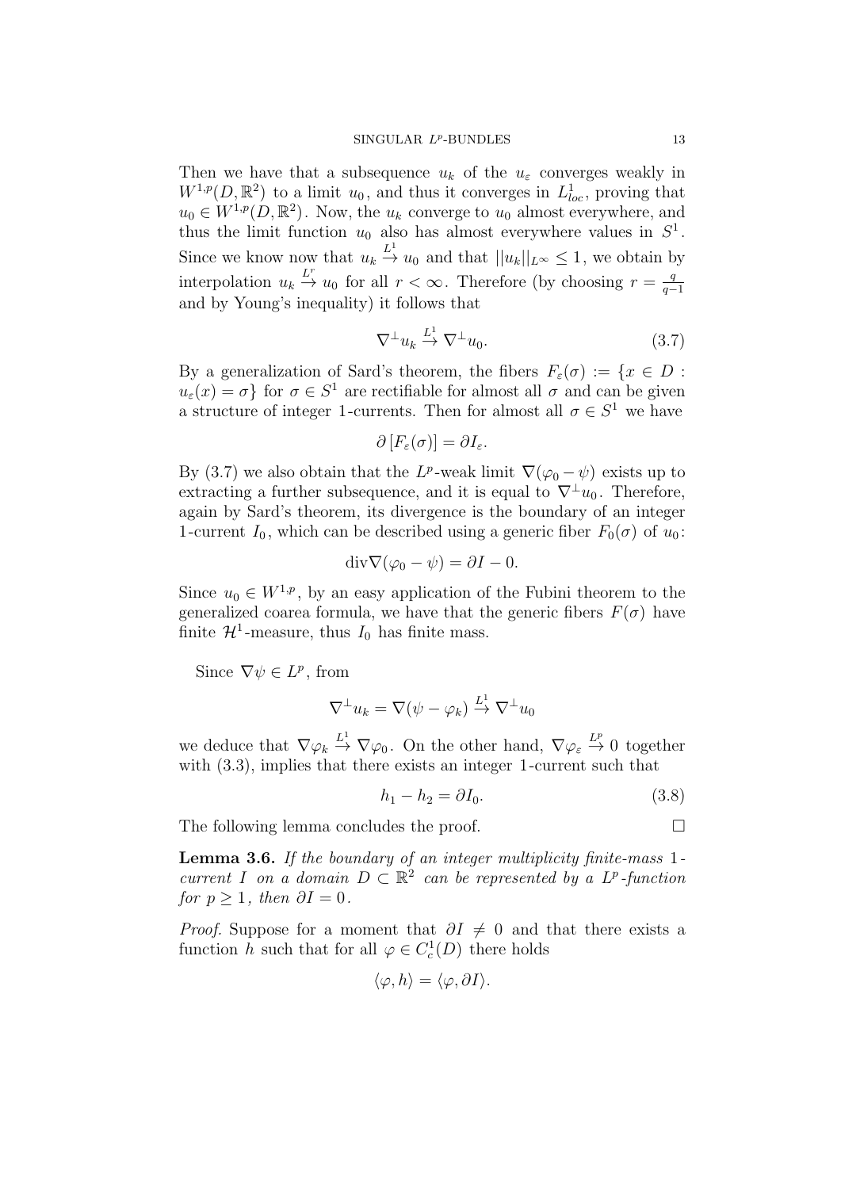Then we have that a subsequence $u_k$ of the $u_\varepsilon$ converges weakly in $W^{1,p}(D,\mathbb{R}^2)$ to a limit $u_0$, and thus it converges in $L^1_{loc}$, proving that $u_0 \in W^{1,p}(D,\mathbb{R}^2)$. Now, the $u_k$ converge to $u_0$ almost everywhere, and thus the limit function $u_0$ also has almost everywhere values in $S^1$. Since we know now that $u_k \stackrel{L^1}{\to} u_0$ and that $||u_k||_{L^\infty} \leq 1$, we obtain by interpolation $u_k \stackrel{L^r}{\to} u_0$ for all $r < \infty$. Therefore (by choosing $r = \frac{q}{q-1}$ and by Young's inequality) it follows that

$$\nabla^\perp u_k \stackrel{L^1}{\to} \nabla^\perp u_0. \tag{3.7}$$

By a generalization of Sard's theorem, the fibers $F_\varepsilon(\sigma) := \{x \in D : u_\varepsilon(x) = \sigma\}$ for $\sigma \in S^1$ are rectifiable for almost all $\sigma$ and can be given a structure of integer 1-currents. Then for almost all $\sigma \in S^1$ we have

$$\partial \left[F_\varepsilon(\sigma)\right] = \partial I_\varepsilon.$$

By (3.7) we also obtain that the $L^p$-weak limit $\nabla(\varphi_0 - \psi)$ exists up to extracting a further subsequence, and it is equal to $\nabla^\perp u_0$. Therefore, again by Sard's theorem, its divergence is the boundary of an integer 1-current $I_0$, which can be described using a generic fiber $F_0(\sigma)$ of $u_0$:

$$\mathrm{div}\nabla(\varphi_0 - \psi) = \partial I - 0.$$

Since $u_0 \in W^{1,p}$, by an easy application of the Fubini theorem to the generalized coarea formula, we have that the generic fibers $F(\sigma)$ have finite $\mathcal{H}^1$-measure, thus $I_0$ has finite mass.

Since $\nabla\psi \in L^p$, from

$$\nabla^\perp u_k = \nabla(\psi - \varphi_k) \stackrel{L^1}{\to} \nabla^\perp u_0$$

we deduce that $\nabla\varphi_k \stackrel{L^1}{\to} \nabla\varphi_0$. On the other hand, $\nabla\varphi_\varepsilon \stackrel{L^p}{\to} 0$ together with (3.3), implies that there exists an integer 1-current such that

$$h_1 - h_2 = \partial I_0. \tag{3.8}$$

The following lemma concludes the proof. $\square$

**Lemma 3.6.** *If the boundary of an integer multiplicity finite-mass 1-current $I$ on a domain $D \subset \mathbb{R}^2$ can be represented by a $L^p$-function for $p \geq 1$, then $\partial I = 0$.*

*Proof.* Suppose for a moment that $\partial I \neq 0$ and that there exists a function $h$ such that for all $\varphi \in C^1_c(D)$ there holds

$$\langle \varphi, h \rangle = \langle \varphi, \partial I \rangle.$$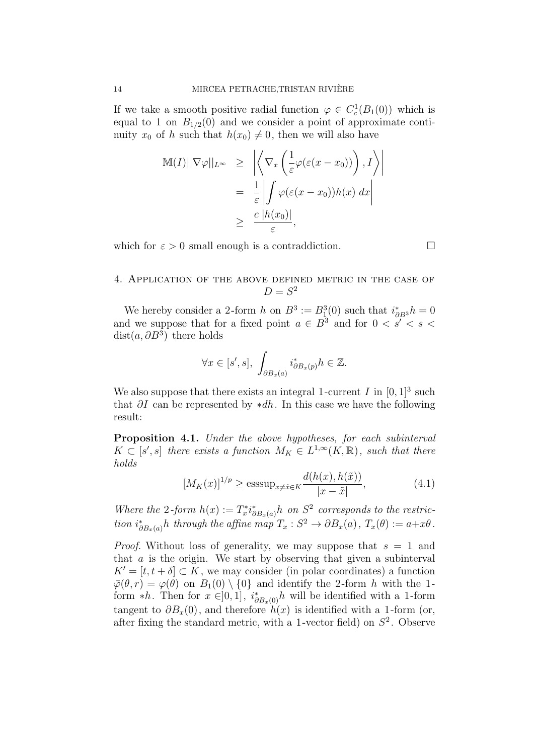If we take a smooth positive radial function $\varphi \in C^1_c(B_1(0))$ which is equal to 1 on $B_{1/2}(0)$ and we consider a point of approximate continuity $x_0$ of $h$ such that $h(x_0) \neq 0$, then we will also have

$$\begin{aligned}
\mathbb{M}(I)||\nabla\varphi||_{L^\infty} &\geq \left|\left\langle \nabla_x\left(\frac{1}{\varepsilon}\varphi(\varepsilon(x-x_0))\right), I\right\rangle\right| \\
&= \frac{1}{\varepsilon}\left|\int \varphi(\varepsilon(x-x_0))h(x)\,dx\right| \\
&\geq \frac{c\,|h(x_0)|}{\varepsilon},
\end{aligned}$$

which for $\varepsilon > 0$ small enough is a contraddiction. $\square$

## 4. Application of the above defined metric in the case of $D = S^2$

We hereby consider a 2-form $h$ on $B^3 := B^3_1(0)$ such that $i^*_{\partial B^3}h = 0$ and we suppose that for a fixed point $a \in B^3$ and for $0 < s' < s < \mathrm{dist}(a, \partial B^3)$ there holds

$$\forall x \in [s', s],\ \int_{\partial B_x(a)} i^*_{\partial B_x(p)}h \in \mathbb{Z}.$$

We also suppose that there exists an integral 1-current $I$ in $[0,1]^3$ such that $\partial I$ can be represented by $*dh$. In this case we have the following result:

**Proposition 4.1.** *Under the above hypotheses, for each subinterval $K \subset [s', s]$ there exists a function $M_K \in L^{1,\infty}(K, \mathbb{R})$, such that there holds*

$$[M_K(x)]^{1/p} \geq \mathrm{esssup}_{x\neq\tilde{x}\in K}\frac{d(h(x), h(\tilde{x}))}{|x-\tilde{x}|}, \tag{4.1}$$

*Where the 2-form $h(x) := T^*_x i^*_{\partial B_x(a)}h$ on $S^2$ corresponds to the restriction $i^*_{\partial B_x(a)}h$ through the affine map $T_x : S^2 \to \partial B_x(a)$, $T_x(\theta) := a + x\theta$.*

*Proof.* Without loss of generality, we may suppose that $s = 1$ and that $a$ is the origin. We start by observing that given a subinterval $K' = [t, t+\delta] \subset K$, we may consider (in polar coordinates) a function $\bar{\varphi}(\theta, r) = \varphi(\theta)$ on $B_1(0) \setminus \{0\}$ and identify the 2-form $h$ with the 1-form $*h$. Then for $x \in ]0, 1]$, $i^*_{\partial B_x(0)}h$ will be identified with a 1-form tangent to $\partial B_x(0)$, and therefore $h(x)$ is identified with a 1-form (or, after fixing the standard metric, with a 1-vector field) on $S^2$. Observe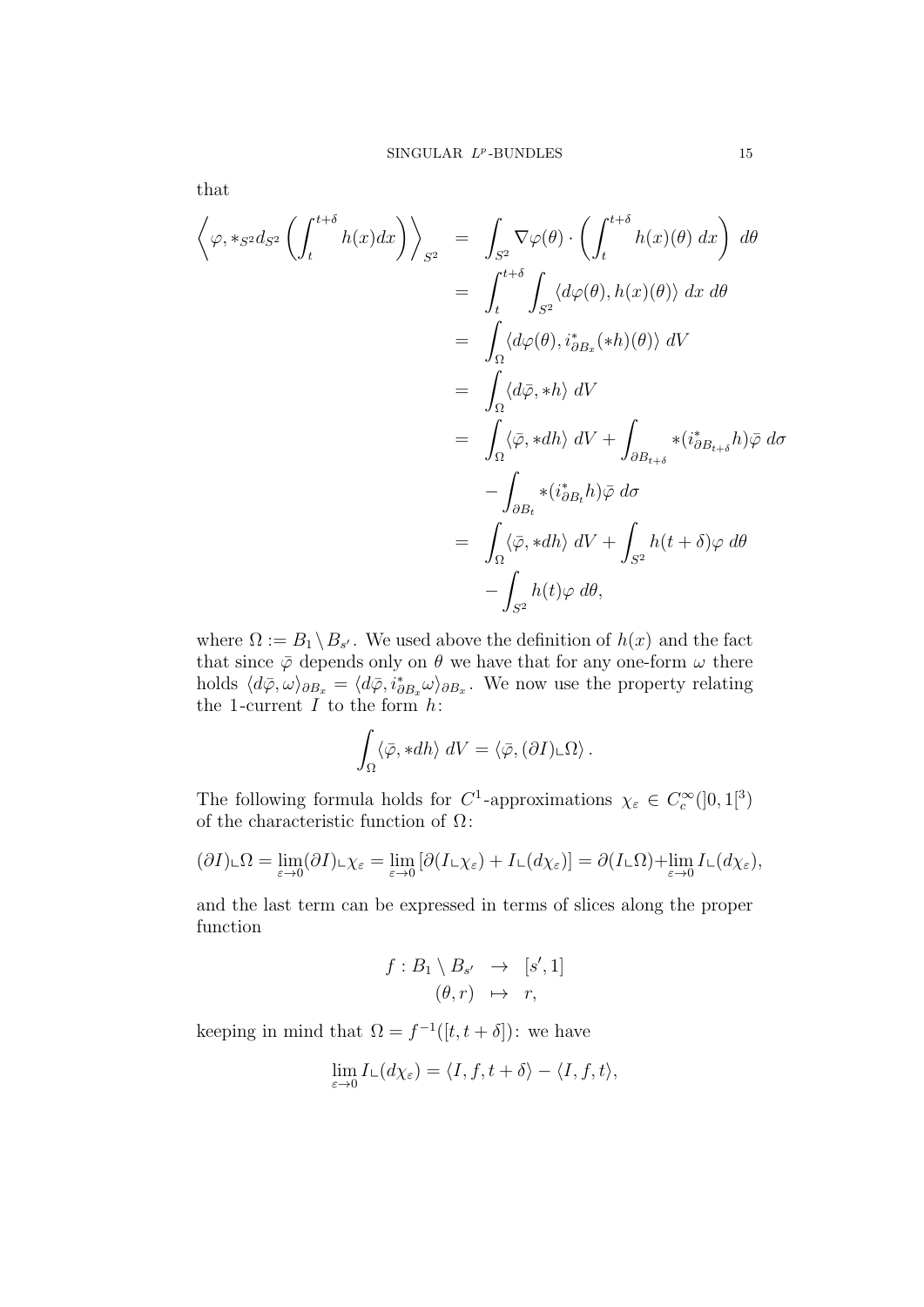that

$$
\begin{aligned}
\left\langle \varphi, *_{S^2} d_{S^2}\left(\int_t^{t+\delta} h(x)dx\right)\right\rangle_{S^2} &= \int_{S^2} \nabla\varphi(\theta)\cdot\left(\int_t^{t+\delta} h(x)(\theta)\, dx\right)\, d\theta \\
&= \int_t^{t+\delta}\int_{S^2} \langle d\varphi(\theta), h(x)(\theta)\rangle\, dx\, d\theta \\
&= \int_\Omega \langle d\varphi(\theta), i^*_{\partial B_x}(*h)(\theta)\rangle\, dV \\
&= \int_\Omega \langle d\bar\varphi, *h\rangle\, dV \\
&= \int_\Omega \langle \bar\varphi, *dh\rangle\, dV + \int_{\partial B_{t+\delta}} *(i^*_{\partial B_{t+\delta}} h)\bar\varphi\, d\sigma \\
&\quad - \int_{\partial B_t} *(i^*_{\partial B_t} h)\bar\varphi\, d\sigma \\
&= \int_\Omega \langle \bar\varphi, *dh\rangle\, dV + \int_{S^2} h(t+\delta)\varphi\, d\theta \\
&\quad - \int_{S^2} h(t)\varphi\, d\theta,
\end{aligned}
$$

where $\Omega := B_1 \setminus B_{s'}$. We used above the definition of $h(x)$ and the fact that since $\bar\varphi$ depends only on $\theta$ we have that for any one-form $\omega$ there holds $\langle d\bar\varphi, \omega\rangle_{\partial B_x} = \langle d\bar\varphi, i^*_{\partial B_x}\omega\rangle_{\partial B_x}$. We now use the property relating the 1-current $I$ to the form $h$:

$$
\int_\Omega \langle \bar\varphi, *dh\rangle\, dV = \langle \bar\varphi, (\partial I)\llcorner\Omega\rangle\,.
$$

The following formula holds for $C^1$-approximations $\chi_\varepsilon \in C^\infty_c(]0,1[^3)$ of the characteristic function of $\Omega$:

$$
(\partial I)\llcorner\Omega = \lim_{\varepsilon\to 0}(\partial I)\llcorner\chi_\varepsilon = \lim_{\varepsilon\to 0}\left[\partial(I\llcorner\chi_\varepsilon) + I\llcorner(d\chi_\varepsilon)\right] = \partial(I\llcorner\Omega) + \lim_{\varepsilon\to 0} I\llcorner(d\chi_\varepsilon),
$$

and the last term can be expressed in terms of slices along the proper function

$$
\begin{aligned}
f : B_1 \setminus B_{s'} &\to [s', 1] \\
(\theta, r) &\mapsto r,
\end{aligned}
$$

keeping in mind that $\Omega = f^{-1}([t, t+\delta])$: we have

$$
\lim_{\varepsilon\to 0} I\llcorner(d\chi_\varepsilon) = \langle I, f, t+\delta\rangle - \langle I, f, t\rangle,
$$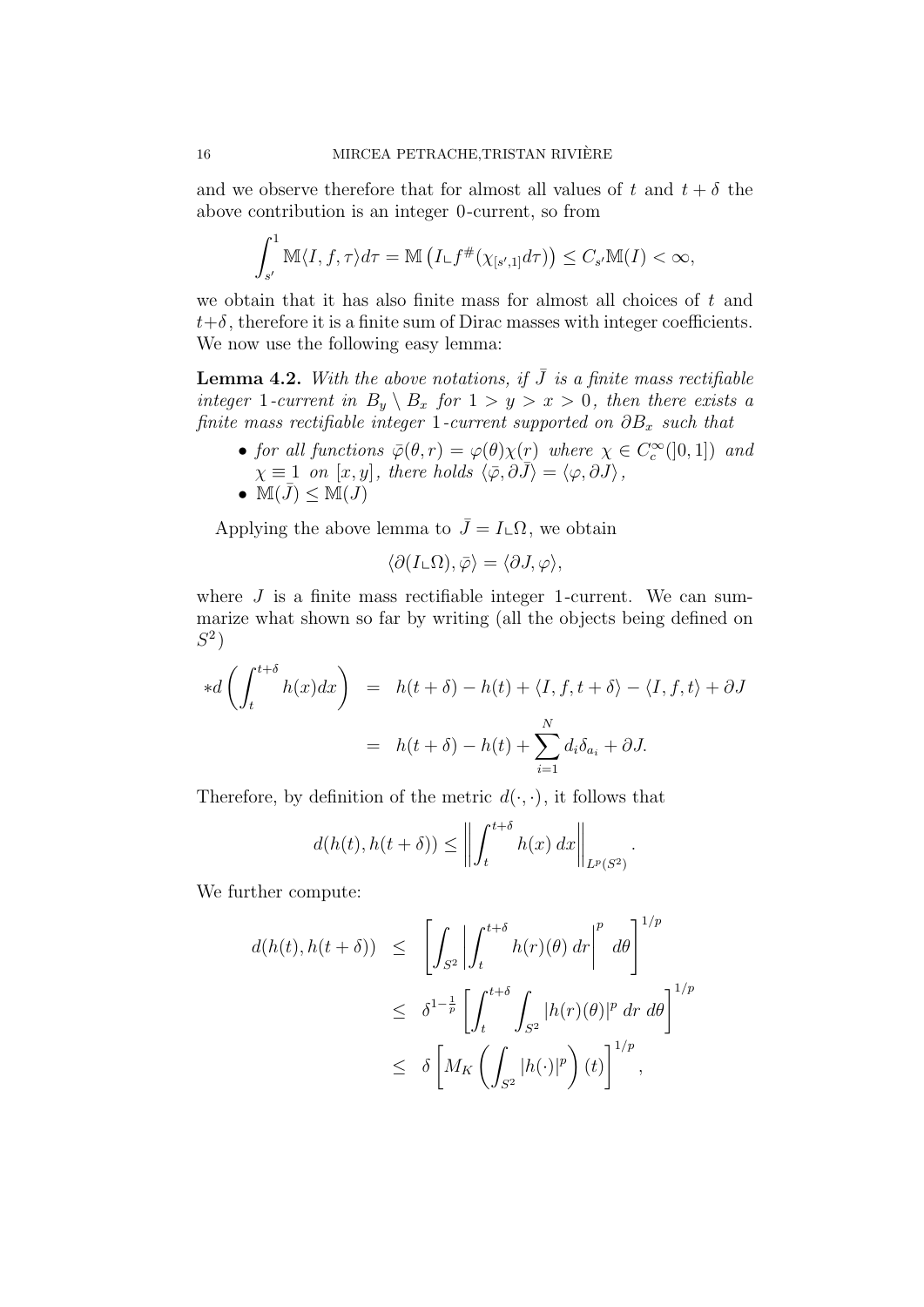and we observe therefore that for almost all values of $t$ and $t+\delta$ the above contribution is an integer 0-current, so from

$$\int_{s'}^{1} \mathbb{M}\langle I, f, \tau\rangle d\tau = \mathbb{M}\left(I \llcorner f^{\#}(\chi_{[s',1]} d\tau)\right) \leq C_{s'} \mathbb{M}(I) < \infty,$$

we obtain that it has also finite mass for almost all choices of $t$ and $t+\delta$, therefore it is a finite sum of Dirac masses with integer coefficients. We now use the following easy lemma:

**Lemma 4.2.** *With the above notations, if $\bar{J}$ is a finite mass rectifiable integer 1-current in $B_y \setminus B_x$ for $1 > y > x > 0$, then there exists a finite mass rectifiable integer 1-current supported on $\partial B_x$ such that*

- *for all functions $\bar{\varphi}(\theta, r) = \varphi(\theta)\chi(r)$ where $\chi \in C_c^\infty(]0,1])$ and $\chi \equiv 1$ on $[x, y]$, there holds $\langle \bar{\varphi}, \partial \bar{J}\rangle = \langle \varphi, \partial J\rangle$,*
- *$\mathbb{M}(\bar{J}) \leq \mathbb{M}(J)$*

Applying the above lemma to $\bar{J} = I \llcorner \Omega$, we obtain

$$\langle \partial(I \llcorner \Omega), \bar{\varphi}\rangle = \langle \partial J, \varphi\rangle,$$

where $J$ is a finite mass rectifiable integer 1-current. We can summarize what shown so far by writing (all the objects being defined on $S^2$)

$$\begin{aligned} *d\left(\int_t^{t+\delta} h(x)dx\right) &= h(t+\delta) - h(t) + \langle I, f, t+\delta\rangle - \langle I, f, t\rangle + \partial J \\ &= h(t+\delta) - h(t) + \sum_{i=1}^{N} d_i \delta_{a_i} + \partial J. \end{aligned}$$

Therefore, by definition of the metric $d(\cdot,\cdot)$, it follows that

$$d(h(t), h(t+\delta)) \leq \left\| \int_t^{t+\delta} h(x)\, dx \right\|_{L^p(S^2)}.$$

We further compute:

$$\begin{aligned} d(h(t), h(t+\delta)) &\leq \left[\int_{S^2} \left| \int_t^{t+\delta} h(r)(\theta)\, dr\right|^p d\theta\right]^{1/p} \\ &\leq \delta^{1-\frac{1}{p}} \left[\int_t^{t+\delta} \int_{S^2} |h(r)(\theta)|^p\, dr\, d\theta\right]^{1/p} \\ &\leq \delta \left[M_K\left(\int_{S^2} |h(\cdot)|^p\right)(t)\right]^{1/p}, \end{aligned}$$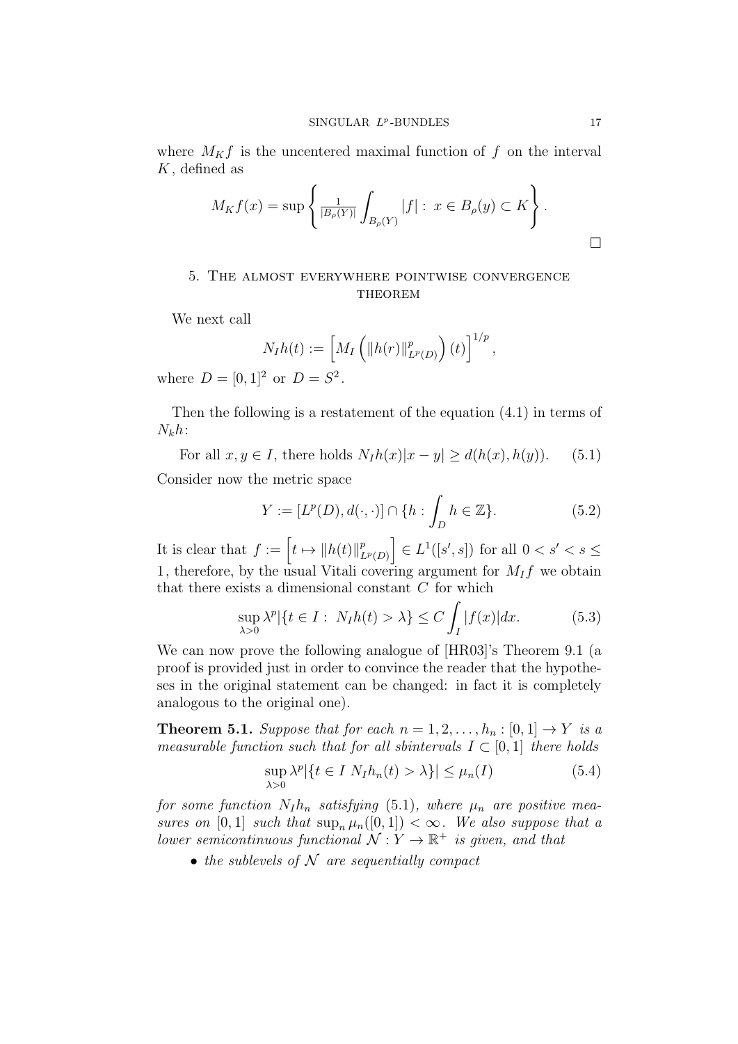where $M_K f$ is the uncentered maximal function of $f$ on the interval $K$, defined as

$$M_K f(x) = \sup \left\{ \frac{1}{|B_\rho(Y)|} \int_{B_\rho(Y)} |f| : \, x \in B_\rho(y) \subset K \right\}.$$

□

## 5. The almost everywhere pointwise convergence theorem

We next call

$$N_I h(t) := \left[ M_I \left( \|h(r)\|^p_{L^p(D)} \right)(t) \right]^{1/p},$$

where $D = [0,1]^2$ or $D = S^2$.

Then the following is a restatement of the equation (4.1) in terms of $N_k h$:

$$\text{For all } x, y \in I, \text{ there holds } N_I h(x)|x - y| \geq d(h(x), h(y)). \tag{5.1}$$

Consider now the metric space

$$Y := [L^p(D), d(\cdot,\cdot)] \cap \{h : \int_D h \in \mathbb{Z}\}. \tag{5.2}$$

It is clear that $f := \left[ t \mapsto \|h(t)\|^p_{L^p(D)} \right] \in L^1([s', s])$ for all $0 < s' < s \leq 1$, therefore, by the usual Vitali covering argument for $M_I f$ we obtain that there exists a dimensional constant $C$ for which

$$\sup_{\lambda > 0} \lambda^p |\{t \in I : \, N_I h(t) > \lambda\}| \leq C \int_I |f(x)| dx. \tag{5.3}$$

We can now prove the following analogue of [HR03]'s Theorem 9.1 (a proof is provided just in order to convince the reader that the hypotheses in the original statement can be changed: in fact it is completely analogous to the original one).

**Theorem 5.1.** *Suppose that for each $n = 1, 2, \ldots, h_n : [0,1] \to Y$ is a measurable function such that for all sbintervals $I \subset [0,1]$ there holds*

$$\sup_{\lambda > 0} \lambda^p |\{t \in I \; N_I h_n(t) > \lambda\}| \leq \mu_n(I) \tag{5.4}$$

*for some function $N_I h_n$ satisfying (5.1), where $\mu_n$ are positive measures on $[0,1]$ such that $\sup_n \mu_n([0,1]) < \infty$. We also suppose that a lower semicontinuous functional $\mathcal{N} : Y \to \mathbb{R}^+$ is given, and that*

- *the sublevels of $\mathcal{N}$ are sequentially compact*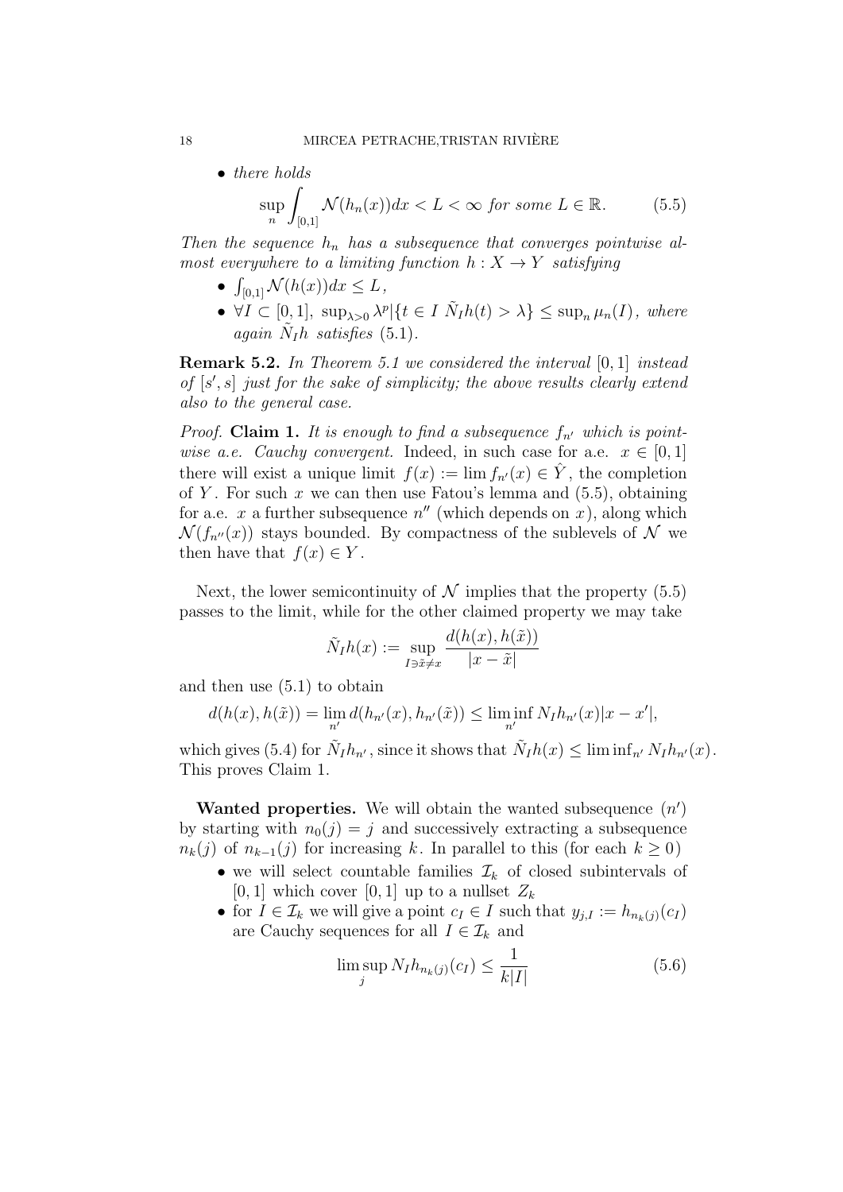- *there holds*

$$\sup_n \int_{[0,1]} \mathcal{N}(h_n(x))dx < L < \infty \text{ for some } L \in \mathbb{R}. \tag{5.5}$$

*Then the sequence $h_n$ has a subsequence that converges pointwise almost everywhere to a limiting function $h : X \to Y$ satisfying*

- $\int_{[0,1]} \mathcal{N}(h(x))dx \leq L$,
- $\forall I \subset [0,1]$, $\sup_{\lambda>0} \lambda^p |\{t \in I \; \tilde{N}_I h(t) > \lambda\} \leq \sup_n \mu_n(I)$, *where again $\tilde{N}_I h$ satisfies* (5.1).

**Remark 5.2.** *In Theorem 5.1 we considered the interval $[0,1]$ instead of $[s', s]$ just for the sake of simplicity; the above results clearly extend also to the general case.*

*Proof.* **Claim 1.** *It is enough to find a subsequence $f_{n'}$ which is pointwise a.e. Cauchy convergent.* Indeed, in such case for a.e. $x \in [0,1]$ there will exist a unique limit $f(x) := \lim f_{n'}(x) \in \hat{Y}$, the completion of $Y$. For such $x$ we can then use Fatou's lemma and (5.5), obtaining for a.e. $x$ a further subsequence $n''$ (which depends on $x$), along which $\mathcal{N}(f_{n''}(x))$ stays bounded. By compactness of the sublevels of $\mathcal{N}$ we then have that $f(x) \in Y$.

Next, the lower semicontinuity of $\mathcal{N}$ implies that the property (5.5) passes to the limit, while for the other claimed property we may take

$$\tilde{N}_I h(x) := \sup_{I \ni \tilde{x} \neq x} \frac{d(h(x), h(\tilde{x}))}{|x - \tilde{x}|}$$

and then use (5.1) to obtain

$$d(h(x), h(\tilde{x})) = \lim_{n'} d(h_{n'}(x), h_{n'}(\tilde{x})) \leq \liminf_{n'} N_I h_{n'}(x)|x - x'|,$$

which gives (5.4) for $\tilde{N}_I h_{n'}$, since it shows that $\tilde{N}_I h(x) \leq \liminf_{n'} N_I h_{n'}(x)$. This proves Claim 1.

**Wanted properties.** We will obtain the wanted subsequence $(n')$ by starting with $n_0(j) = j$ and successively extracting a subsequence $n_k(j)$ of $n_{k-1}(j)$ for increasing $k$. In parallel to this (for each $k \geq 0$)

- we will select countable families $\mathcal{I}_k$ of closed subintervals of $[0,1]$ which cover $[0,1]$ up to a nullset $Z_k$
- for $I \in \mathcal{I}_k$ we will give a point $c_I \in I$ such that $y_{j,I} := h_{n_k(j)}(c_I)$ are Cauchy sequences for all $I \in \mathcal{I}_k$ and

$$\limsup_j N_I h_{n_k(j)}(c_I) \leq \frac{1}{k|I|} \tag{5.6}$$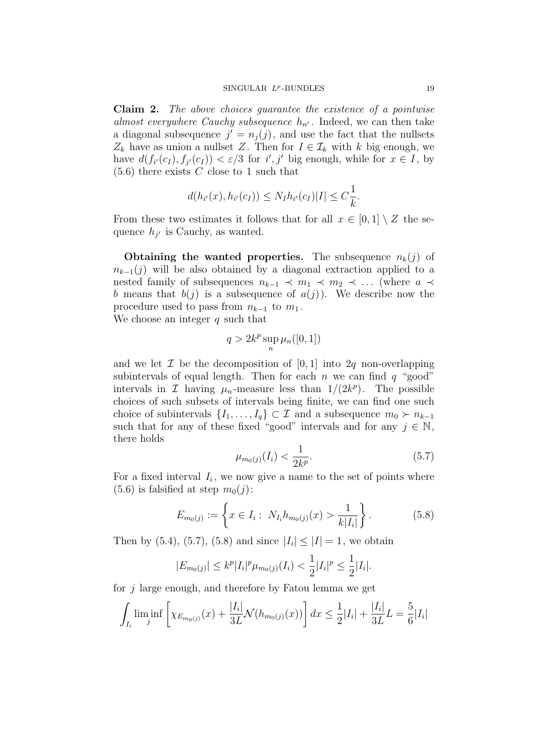**Claim 2.** *The above choices guarantee the existence of a pointwise almost everywhere Cauchy subsequence $h_{n'}$.* Indeed, we can then take a diagonal subsequence $j' = n_j(j)$, and use the fact that the nullsets $Z_k$ have as union a nullset $Z$. Then for $I \in \mathcal{I}_k$ with $k$ big enough, we have $d(f_{i'}(c_I), f_{j'}(c_I)) < \varepsilon/3$ for $i', j'$ big enough, while for $x \in I$, by (5.6) there exists $C$ close to 1 such that

$$d(h_{i'}(x), h_{i'}(c_I)) \leq N_I h_{i'}(c_I)|I| \leq C\frac{1}{k}.$$

From these two estimates it follows that for all $x \in [0,1] \setminus Z$ the sequence $h_{j'}$ is Cauchy, as wanted.

**Obtaining the wanted properties.** The subsequence $n_k(j)$ of $n_{k-1}(j)$ will be also obtained by a diagonal extraction applied to a nested family of subsequences $n_{k-1} \prec m_1 \prec m_2 \prec \ldots$ (where $a \prec b$ means that $b(j)$ is a subsequence of $a(j)$). We describe now the procedure used to pass from $n_{k-1}$ to $m_1$.
We choose an integer $q$ such that

$$q > 2k^p \sup_n \mu_n([0,1])$$

and we let $\mathcal{I}$ be the decomposition of $[0,1]$ into $2q$ non-overlapping subintervals of equal length. Then for each $n$ we can find $q$ "good" intervals in $\mathcal{I}$ having $\mu_n$-measure less than $1/(2k^p)$. The possible choices of such subsets of intervals being finite, we can find one such choice of subintervals $\{I_1, \ldots, I_q\} \subset \mathcal{I}$ and a subsequence $m_0 \succ n_{k-1}$ such that for any of these fixed "good" intervals and for any $j \in \mathbb{N}$, there holds

$$\mu_{m_0(j)}(I_i) < \frac{1}{2k^p}. \tag{5.7}$$

For a fixed interval $I_i$, we now give a name to the set of points where (5.6) is falsified at step $m_0(j)$:

$$E_{m_0(j)} := \left\{ x \in I_i : \; N_{I_i} h_{m_0(j)}(x) > \frac{1}{k|I_i|} \right\}. \tag{5.8}$$

Then by (5.4), (5.7), (5.8) and since $|I_i| \leq |I| = 1$, we obtain

$$|E_{m_0(j)}| \leq k^p |I_i|^p \mu_{m_0(j)}(I_i) < \frac{1}{2}|I_i|^p \leq \frac{1}{2}|I_i|.$$

for $j$ large enough, and therefore by Fatou lemma we get

$$\int_{I_i} \liminf_j \left[ \chi_{E_{m_0(j)}}(x) + \frac{|I_i|}{3L}\mathcal{N}(h_{m_0(j)}(x)) \right] dx \leq \frac{1}{2}|I_i| + \frac{|I_i|}{3L}L = \frac{5}{6}|I_i|$$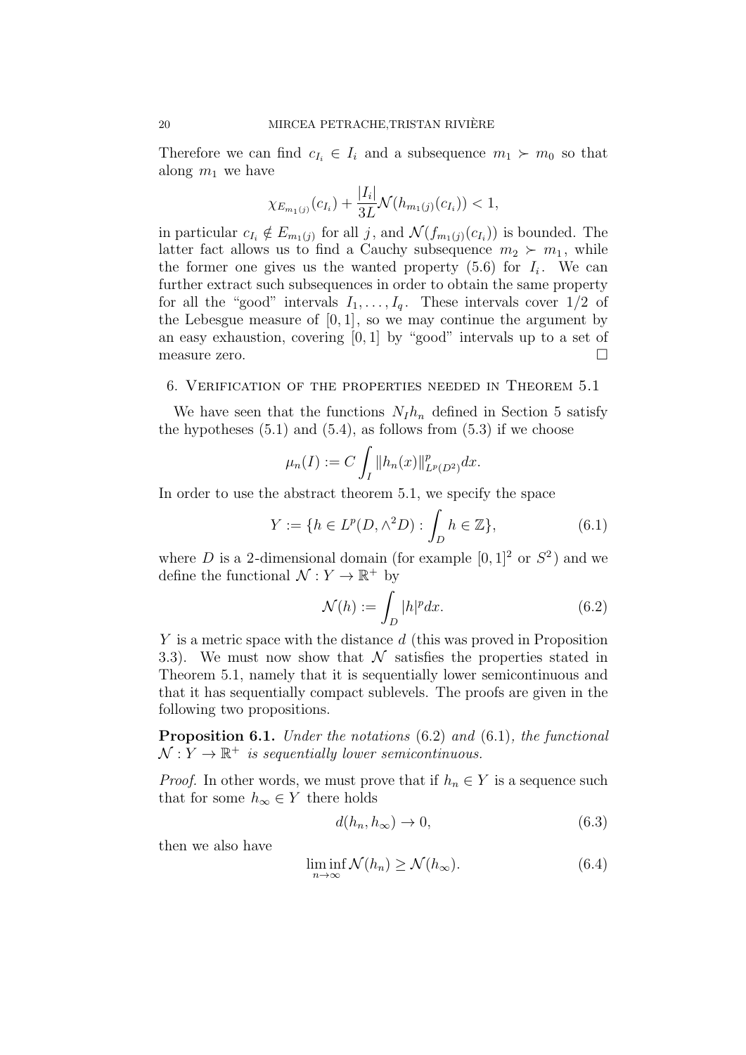Therefore we can find $c_{I_i} \in I_i$ and a subsequence $m_1 \succ m_0$ so that along $m_1$ we have

$$\chi_{E_{m_1(j)}}(c_{I_i}) + \frac{|I_i|}{3L}\mathcal{N}(h_{m_1(j)}(c_{I_i})) < 1,$$

in particular $c_{I_i} \notin E_{m_1(j)}$ for all $j$, and $\mathcal{N}(f_{m_1(j)}(c_{I_i}))$ is bounded. The latter fact allows us to find a Cauchy subsequence $m_2 \succ m_1$, while the former one gives us the wanted property (5.6) for $I_i$. We can further extract such subsequences in order to obtain the same property for all the "good" intervals $I_1, \ldots, I_q$. These intervals cover $1/2$ of the Lebesgue measure of $[0,1]$, so we may continue the argument by an easy exhaustion, covering $[0,1]$ by "good" intervals up to a set of measure zero. $\square$

## 6. Verification of the properties needed in Theorem 5.1

We have seen that the functions $N_I h_n$ defined in Section 5 satisfy the hypotheses (5.1) and (5.4), as follows from (5.3) if we choose

$$\mu_n(I) := C \int_I \|h_n(x)\|^p_{L^p(D^2)} dx.$$

In order to use the abstract theorem 5.1, we specify the space

$$Y := \{h \in L^p(D, \wedge^2 D) : \int_D h \in \mathbb{Z}\}, \tag{6.1}$$

where $D$ is a 2-dimensional domain (for example $[0,1]^2$ or $S^2$) and we define the functional $\mathcal{N} : Y \to \mathbb{R}^+$ by

$$\mathcal{N}(h) := \int_D |h|^p dx. \tag{6.2}$$

$Y$ is a metric space with the distance $d$ (this was proved in Proposition 3.3). We must now show that $\mathcal{N}$ satisfies the properties stated in Theorem 5.1, namely that it is sequentially lower semicontinuous and that it has sequentially compact sublevels. The proofs are given in the following two propositions.

**Proposition 6.1.** *Under the notations* (6.2) *and* (6.1)*, the functional* $\mathcal{N} : Y \to \mathbb{R}^+$ *is sequentially lower semicontinuous.*

*Proof.* In other words, we must prove that if $h_n \in Y$ is a sequence such that for some $h_\infty \in Y$ there holds

$$d(h_n, h_\infty) \to 0, \tag{6.3}$$

then we also have

$$\liminf_{n\to\infty} \mathcal{N}(h_n) \geq \mathcal{N}(h_\infty). \tag{6.4}$$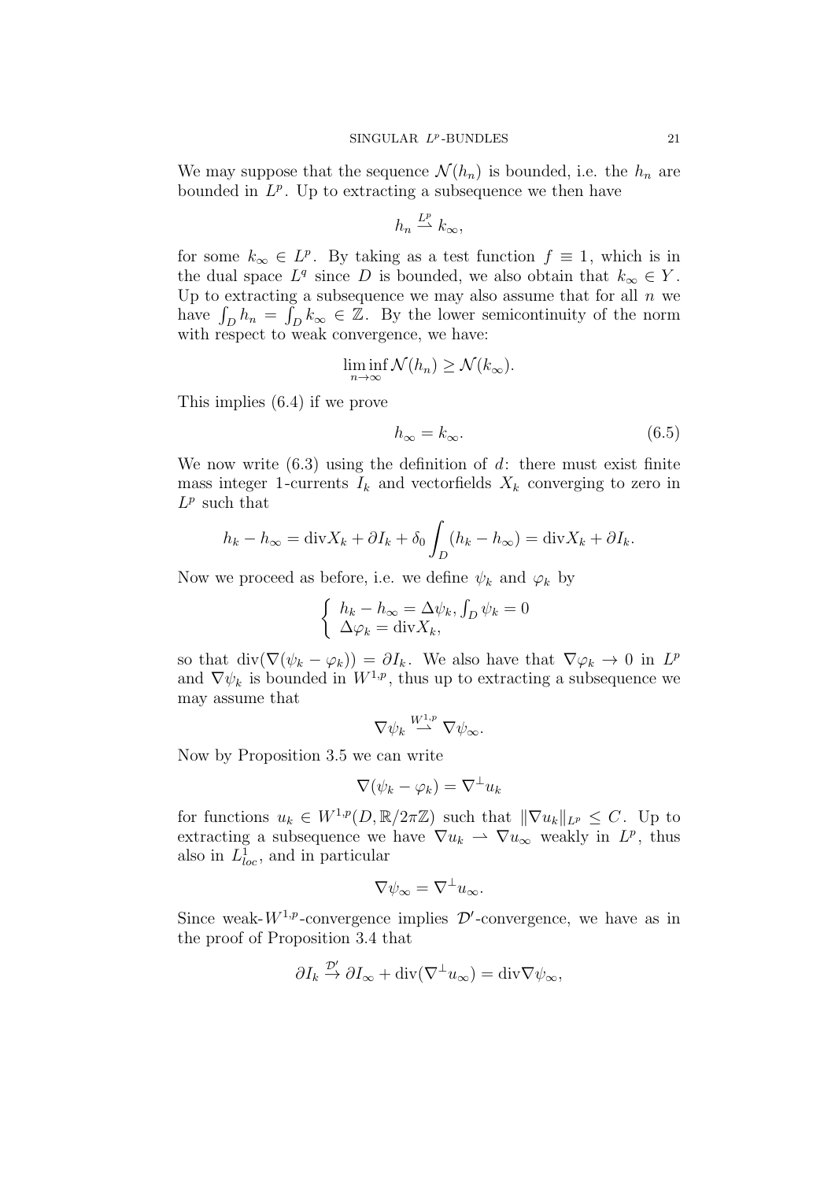We may suppose that the sequence $\mathcal{N}(h_n)$ is bounded, i.e. the $h_n$ are bounded in $L^p$. Up to extracting a subsequence we then have

$$h_n \overset{L^p}{\rightharpoonup} k_\infty,$$

for some $k_\infty \in L^p$. By taking as a test function $f \equiv 1$, which is in the dual space $L^q$ since $D$ is bounded, we also obtain that $k_\infty \in Y$. Up to extracting a subsequence we may also assume that for all $n$ we have $\int_D h_n = \int_D k_\infty \in \mathbb{Z}$. By the lower semicontinuity of the norm with respect to weak convergence, we have:

$$\liminf_{n\to\infty} \mathcal{N}(h_n) \geq \mathcal{N}(k_\infty).$$

This implies (6.4) if we prove

$$h_\infty = k_\infty. \tag{6.5}$$

We now write (6.3) using the definition of $d$: there must exist finite mass integer 1-currents $I_k$ and vectorfields $X_k$ converging to zero in $L^p$ such that

$$h_k - h_\infty = \mathrm{div} X_k + \partial I_k + \delta_0 \int_D (h_k - h_\infty) = \mathrm{div} X_k + \partial I_k.$$

Now we proceed as before, i.e. we define $\psi_k$ and $\varphi_k$ by

$$\begin{cases} h_k - h_\infty = \Delta\psi_k, \int_D \psi_k = 0 \\ \Delta\varphi_k = \mathrm{div} X_k, \end{cases}$$

so that $\mathrm{div}(\nabla(\psi_k - \varphi_k)) = \partial I_k$. We also have that $\nabla\varphi_k \to 0$ in $L^p$ and $\nabla\psi_k$ is bounded in $W^{1,p}$, thus up to extracting a subsequence we may assume that

$$\nabla\psi_k \overset{W^{1,p}}{\rightharpoonup} \nabla\psi_\infty.$$

Now by Proposition 3.5 we can write

$$\nabla(\psi_k - \varphi_k) = \nabla^\perp u_k$$

for functions $u_k \in W^{1,p}(D, \mathbb{R}/2\pi\mathbb{Z})$ such that $\|\nabla u_k\|_{L^p} \leq C$. Up to extracting a subsequence we have $\nabla u_k \rightharpoonup \nabla u_\infty$ weakly in $L^p$, thus also in $L^1_{loc}$, and in particular

$$\nabla\psi_\infty = \nabla^\perp u_\infty.$$

Since weak-$W^{1,p}$-convergence implies $\mathcal{D}'$-convergence, we have as in the proof of Proposition 3.4 that

$$\partial I_k \overset{\mathcal{D}'}{\to} \partial I_\infty + \mathrm{div}(\nabla^\perp u_\infty) = \mathrm{div}\nabla\psi_\infty,$$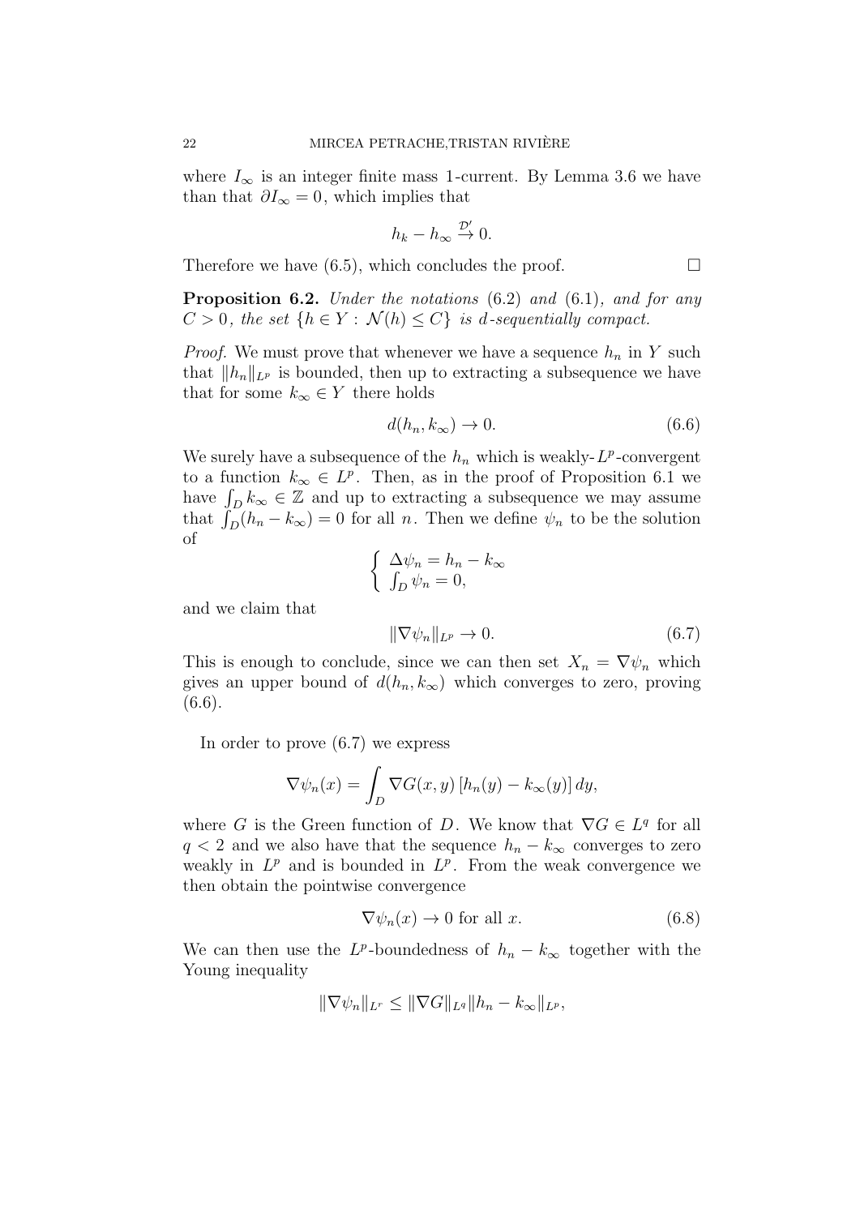where $I_\infty$ is an integer finite mass 1-current. By Lemma 3.6 we have than that $\partial I_\infty = 0$, which implies that

$$h_k - h_\infty \stackrel{\mathcal{D}'}{\to} 0.$$

Therefore we have (6.5), which concludes the proof. □

**Proposition 6.2.** *Under the notations* (6.2) *and* (6.1)*, and for any* $C > 0$*, the set* $\{h \in Y : \mathcal{N}(h) \leq C\}$ *is* $d$*-sequentially compact.*

*Proof.* We must prove that whenever we have a sequence $h_n$ in $Y$ such that $\|h_n\|_{L^p}$ is bounded, then up to extracting a subsequence we have that for some $k_\infty \in Y$ there holds

$$d(h_n, k_\infty) \to 0. \tag{6.6}$$

We surely have a subsequence of the $h_n$ which is weakly-$L^p$-convergent to a function $k_\infty \in L^p$. Then, as in the proof of Proposition 6.1 we have $\int_D k_\infty \in \mathbb{Z}$ and up to extracting a subsequence we may assume that $\int_D (h_n - k_\infty) = 0$ for all $n$. Then we define $\psi_n$ to be the solution of

$$\begin{cases} \Delta \psi_n = h_n - k_\infty \\ \int_D \psi_n = 0, \end{cases}$$

and we claim that

$$\|\nabla \psi_n\|_{L^p} \to 0. \tag{6.7}$$

This is enough to conclude, since we can then set $X_n = \nabla \psi_n$ which gives an upper bound of $d(h_n, k_\infty)$ which converges to zero, proving (6.6).

In order to prove (6.7) we express

$$\nabla \psi_n(x) = \int_D \nabla G(x, y) \left[h_n(y) - k_\infty(y)\right] dy,$$

where $G$ is the Green function of $D$. We know that $\nabla G \in L^q$ for all $q < 2$ and we also have that the sequence $h_n - k_\infty$ converges to zero weakly in $L^p$ and is bounded in $L^p$. From the weak convergence we then obtain the pointwise convergence

$$\nabla \psi_n(x) \to 0 \text{ for all } x. \tag{6.8}$$

We can then use the $L^p$-boundedness of $h_n - k_\infty$ together with the Young inequality

$$\|\nabla \psi_n\|_{L^r} \leq \|\nabla G\|_{L^q} \|h_n - k_\infty\|_{L^p},$$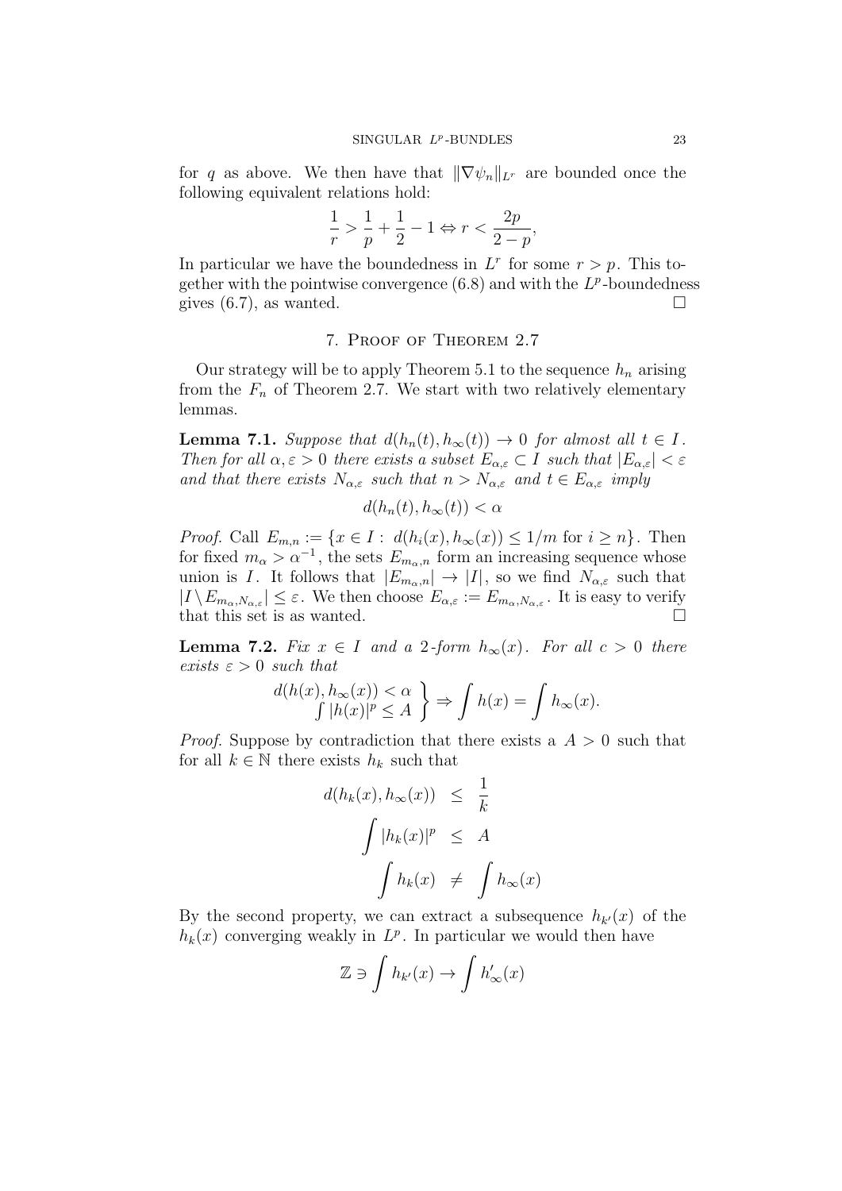for $q$ as above. We then have that $\|\nabla \psi_n\|_{L^r}$ are bounded once the following equivalent relations hold:

$$\frac{1}{r} > \frac{1}{p} + \frac{1}{2} - 1 \Leftrightarrow r < \frac{2p}{2-p},$$

In particular we have the boundedness in $L^r$ for some $r > p$. This together with the pointwise convergence (6.8) and with the $L^p$-boundedness gives (6.7), as wanted. $\square$

## 7. Proof of Theorem 2.7

Our strategy will be to apply Theorem 5.1 to the sequence $h_n$ arising from the $F_n$ of Theorem 2.7. We start with two relatively elementary lemmas.

**Lemma 7.1.** *Suppose that $d(h_n(t), h_\infty(t)) \to 0$ for almost all $t \in I$. Then for all $\alpha, \varepsilon > 0$ there exists a subset $E_{\alpha,\varepsilon} \subset I$ such that $|E_{\alpha,\varepsilon}| < \varepsilon$ and that there exists $N_{\alpha,\varepsilon}$ such that $n > N_{\alpha,\varepsilon}$ and $t \in E_{\alpha,\varepsilon}$ imply*

$$d(h_n(t), h_\infty(t)) < \alpha$$

*Proof.* Call $E_{m,n} := \{x \in I : d(h_i(x), h_\infty(x)) \leq 1/m \text{ for } i \geq n\}$. Then for fixed $m_\alpha > \alpha^{-1}$, the sets $E_{m_\alpha,n}$ form an increasing sequence whose union is $I$. It follows that $|E_{m_\alpha,n}| \to |I|$, so we find $N_{\alpha,\varepsilon}$ such that $|I \setminus E_{m_\alpha,N_{\alpha,\varepsilon}}| \leq \varepsilon$. We then choose $E_{\alpha,\varepsilon} := E_{m_\alpha,N_{\alpha,\varepsilon}}$. It is easy to verify that this set is as wanted. $\square$

**Lemma 7.2.** *Fix $x \in I$ and a 2-form $h_\infty(x)$. For all $c > 0$ there exists $\varepsilon > 0$ such that*

$$\left.\begin{array}{c} d(h(x), h_\infty(x)) < \alpha \\ \int |h(x)|^p \leq A \end{array}\right\} \Rightarrow \int h(x) = \int h_\infty(x).$$

*Proof.* Suppose by contradiction that there exists a $A > 0$ such that for all $k \in \mathbb{N}$ there exists $h_k$ such that

$$\begin{aligned} d(h_k(x), h_\infty(x)) &\leq \frac{1}{k} \\ \int |h_k(x)|^p &\leq A \\ \int h_k(x) &\neq \int h_\infty(x) \end{aligned}$$

By the second property, we can extract a subsequence $h_{k'}(x)$ of the $h_k(x)$ converging weakly in $L^p$. In particular we would then have

$$\mathbb{Z} \ni \int h_{k'}(x) \to \int h'_\infty(x)$$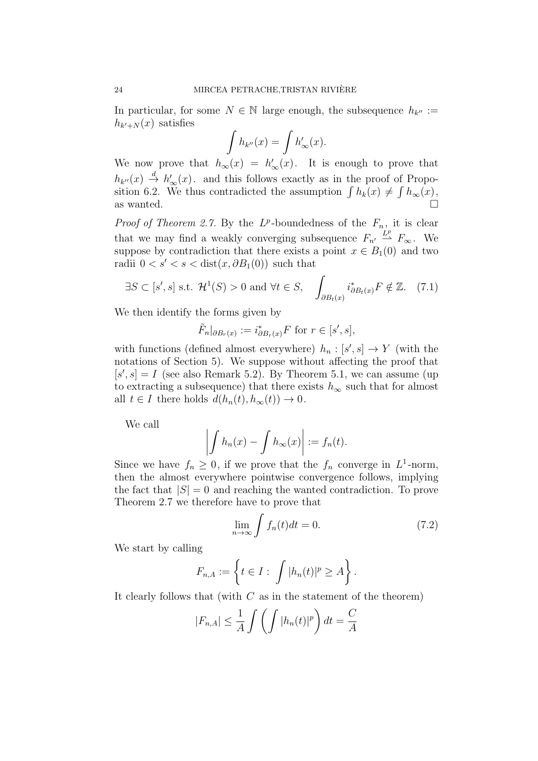In particular, for some $N \in \mathbb{N}$ large enough, the subsequence $h_{k''} := h_{k'+N}(x)$ satisfies

$$\int h_{k''}(x) = \int h'_\infty(x).$$

We now prove that $h_\infty(x) = h'_\infty(x)$. It is enough to prove that $h_{k''}(x) \stackrel{d}{\to} h'_\infty(x)$. and this follows exactly as in the proof of Proposition 6.2. We thus contradicted the assumption $\int h_k(x) \neq \int h_\infty(x)$, as wanted. $\square$

*Proof of Theorem 2.7.* By the $L^p$-boundedness of the $F_n$, it is clear that we may find a weakly converging subsequence $F_{n'} \stackrel{L^p}{\rightharpoonup} F_\infty$. We suppose by contradiction that there exists a point $x \in B_1(0)$ and two radii $0 < s' < s < \text{dist}(x, \partial B_1(0))$ such that

$$\exists S \subset [s', s] \text{ s.t. } \mathcal{H}^1(S) > 0 \text{ and } \forall t \in S, \quad \int_{\partial B_t(x)} i^*_{\partial B_t(x)} F \notin \mathbb{Z}. \quad (7.1)$$

We then identify the forms given by

$$\tilde{F}_n|_{\partial B_r(x)} := i^*_{\partial B_r(x)} F \text{ for } r \in [s', s],$$

with functions (defined almost everywhere) $h_n : [s', s] \to Y$ (with the notations of Section 5). We suppose without affecting the proof that $[s', s] = I$ (see also Remark 5.2). By Theorem 5.1, we can assume (up to extracting a subsequence) that there exists $h_\infty$ such that for almost all $t \in I$ there holds $d(h_n(t), h_\infty(t)) \to 0$.

We call

$$\left| \int h_n(x) - \int h_\infty(x) \right| := f_n(t).$$

Since we have $f_n \geq 0$, if we prove that the $f_n$ converge in $L^1$-norm, then the almost everywhere pointwise convergence follows, implying the fact that $|S| = 0$ and reaching the wanted contradiction. To prove Theorem 2.7 we therefore have to prove that

$$\lim_{n \to \infty} \int f_n(t) dt = 0. \quad (7.2)$$

We start by calling

$$F_{n,A} := \left\{ t \in I : \int |h_n(t)|^p \geq A \right\}.$$

It clearly follows that (with $C$ as in the statement of the theorem)

$$|F_{n,A}| \leq \frac{1}{A} \int \left( \int |h_n(t)|^p \right) dt = \frac{C}{A}$$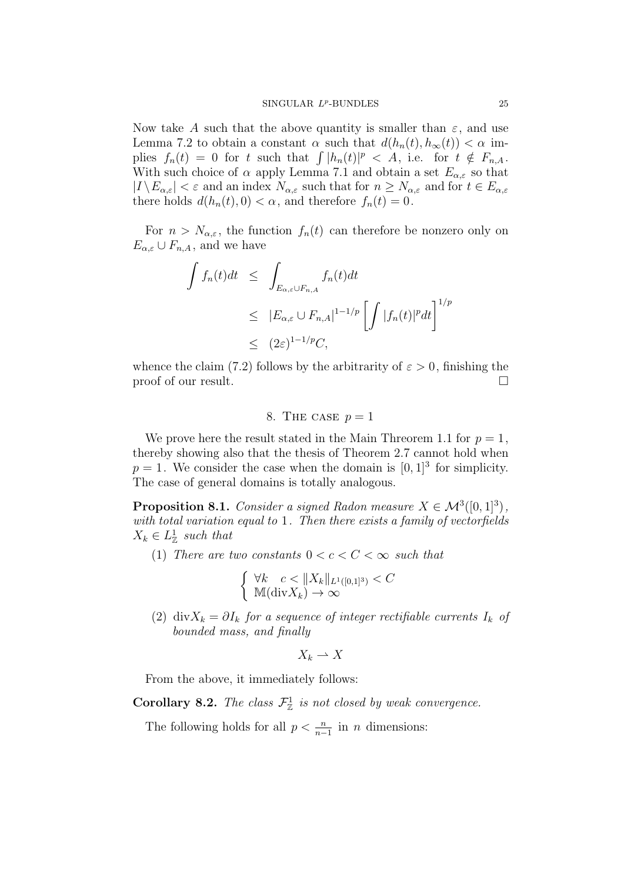Now take $A$ such that the above quantity is smaller than $\varepsilon$, and use Lemma 7.2 to obtain a constant $\alpha$ such that $d(h_n(t), h_\infty(t)) < \alpha$ implies $f_n(t) = 0$ for $t$ such that $\int |h_n(t)|^p < A$, i.e. for $t \notin F_{n,A}$. With such choice of $\alpha$ apply Lemma 7.1 and obtain a set $E_{\alpha,\varepsilon}$ so that $|I \setminus E_{\alpha,\varepsilon}| < \varepsilon$ and an index $N_{\alpha,\varepsilon}$ such that for $n \geq N_{\alpha,\varepsilon}$ and for $t \in E_{\alpha,\varepsilon}$ there holds $d(h_n(t), 0) < \alpha$, and therefore $f_n(t) = 0$.

For $n > N_{\alpha,\varepsilon}$, the function $f_n(t)$ can therefore be nonzero only on $E_{\alpha,\varepsilon} \cup F_{n,A}$, and we have

$$
\begin{aligned}
\int f_n(t)dt &\leq \int_{E_{\alpha,\varepsilon}\cup F_{n,A}} f_n(t)dt \\
&\leq |E_{\alpha,\varepsilon} \cup F_{n,A}|^{1-1/p} \left[\int |f_n(t)|^p dt\right]^{1/p} \\
&\leq (2\varepsilon)^{1-1/p} C,
\end{aligned}
$$

whence the claim (7.2) follows by the arbitrarity of $\varepsilon > 0$, finishing the proof of our result. □

## 8. The case $p = 1$

We prove here the result stated in the Main Threorem 1.1 for $p = 1$, thereby showing also that the thesis of Theorem 2.7 cannot hold when $p = 1$. We consider the case when the domain is $[0,1]^3$ for simplicity. The case of general domains is totally analogous.

**Proposition 8.1.** *Consider a signed Radon measure $X \in \mathcal{M}^3([0,1]^3)$, with total variation equal to 1. Then there exists a family of vectorfields $X_k \in L^1_{\mathbb{Z}}$ such that*

1. *There are two constants $0 < c < C < \infty$ such that*
$$\begin{cases} \forall k \quad c < \|X_k\|_{L^1([0,1]^3)} < C \\ \mathbb{M}(\text{div} X_k) \to \infty \end{cases}$$
2. *$\text{div} X_k = \partial I_k$ for a sequence of integer rectifiable currents $I_k$ of bounded mass, and finally*
$$X_k \rightharpoonup X$$

From the above, it immediately follows:

**Corollary 8.2.** *The class $\mathcal{F}^1_{\mathbb{Z}}$ is not closed by weak convergence.*

The following holds for all $p < \frac{n}{n-1}$ in $n$ dimensions: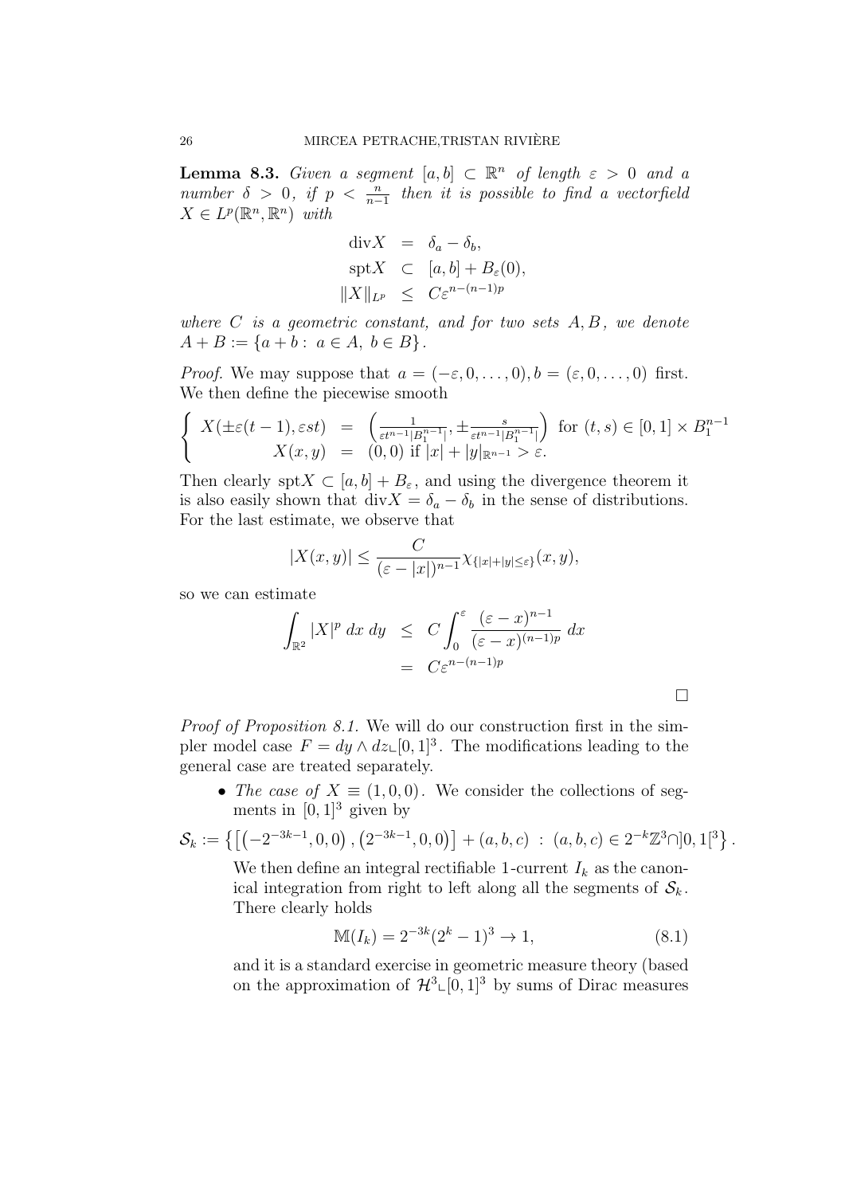**Lemma 8.3.** *Given a segment $[a,b] \subset \mathbb{R}^n$ of length $\varepsilon > 0$ and a number $\delta > 0$, if $p < \frac{n}{n-1}$ then it is possible to find a vectorfield $X \in L^p(\mathbb{R}^n, \mathbb{R}^n)$ with*

$$
\begin{aligned}
\mathrm{div} X &= \delta_a - \delta_b, \\
\mathrm{spt} X &\subset [a,b] + B_\varepsilon(0), \\
\|X\|_{L^p} &\leq C\varepsilon^{n-(n-1)p}
\end{aligned}
$$

*where $C$ is a geometric constant, and for two sets $A, B$, we denote $A + B := \{a + b : \ a \in A, \ b \in B\}$.*

*Proof.* We may suppose that $a = (-\varepsilon, 0, \ldots, 0), b = (\varepsilon, 0, \ldots, 0)$ first. We then define the piecewise smooth

$$
\begin{cases}
X(\pm\varepsilon(t-1), \varepsilon s t) &= \left(\frac{1}{\varepsilon t^{n-1}|B_1^{n-1}|}, \pm\frac{s}{\varepsilon t^{n-1}|B_1^{n-1}|}\right) \text{ for } (t,s) \in [0,1] \times B_1^{n-1} \\
X(x,y) &= (0,0) \text{ if } |x| + |y|_{\mathbb{R}^{n-1}} > \varepsilon.
\end{cases}
$$

Then clearly $\mathrm{spt} X \subset [a,b] + B_\varepsilon$, and using the divergence theorem it is also easily shown that $\mathrm{div} X = \delta_a - \delta_b$ in the sense of distributions. For the last estimate, we observe that

$$
|X(x,y)| \leq \frac{C}{(\varepsilon - |x|)^{n-1}} \chi_{\{|x|+|y| \leq \varepsilon\}}(x,y),
$$

so we can estimate

$$
\begin{aligned}
\int_{\mathbb{R}^2} |X|^p \, dx \, dy &\leq C \int_0^\varepsilon \frac{(\varepsilon - x)^{n-1}}{(\varepsilon - x)^{(n-1)p}} \, dx \\
&= C\varepsilon^{n-(n-1)p}
\end{aligned}
$$

□

*Proof of Proposition 8.1.* We will do our construction first in the simpler model case $F = dy \wedge dz \llcorner [0,1]^3$. The modifications leading to the general case are treated separately.

- *The case of $X \equiv (1,0,0)$.* We consider the collections of segments in $[0,1]^3$ given by

$$
\mathcal{S}_k := \left\{ \left[ \left(-2^{-3k-1}, 0, 0\right), \left(2^{-3k-1}, 0, 0\right) \right] + (a,b,c) \ : \ (a,b,c) \in 2^{-k}\mathbb{Z}^3 \cap ]0,1[^3 \right\}.
$$

  We then define an integral rectifiable 1-current $I_k$ as the canonical integration from right to left along all the segments of $\mathcal{S}_k$. There clearly holds

$$
\mathbb{M}(I_k) = 2^{-3k}(2^k - 1)^3 \to 1, \tag{8.1}
$$

  and it is a standard exercise in geometric measure theory (based on the approximation of $\mathcal{H}^3 \llcorner [0,1]^3$ by sums of Dirac measures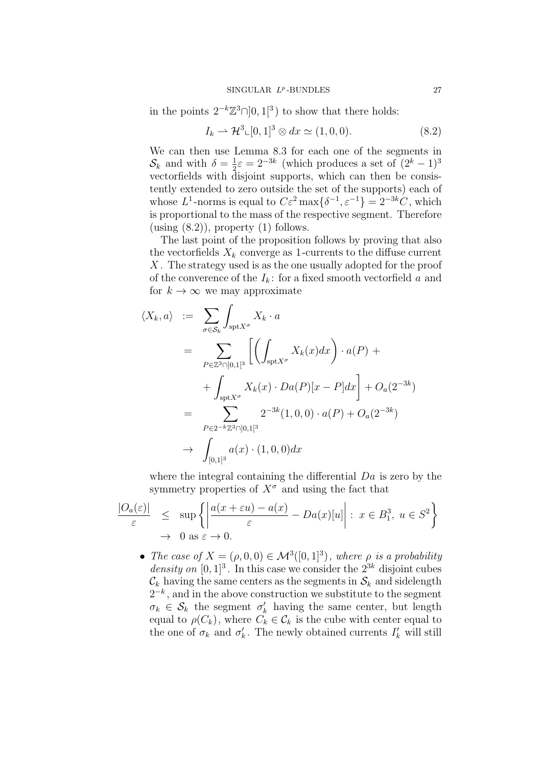in the points $2^{-k}\mathbb{Z}^3\cap ]0,1[^3$) to show that there holds:

$$I_k \rightharpoonup \mathcal{H}^3\llcorner[0,1]^3 \otimes dx \simeq (1,0,0). \tag{8.2}$$

We can then use Lemma 8.3 for each one of the segments in $\mathcal{S}_k$ and with $\delta = \frac{1}{2}\varepsilon = 2^{-3k}$ (which produces a set of $(2^k-1)^3$ vectorfields with disjoint supports, which can then be consistently extended to zero outside the set of the supports) each of whose $L^1$-norms is equal to $C\varepsilon^2 \max\{\delta^{-1}, \varepsilon^{-1}\} = 2^{-3k}C$, which is proportional to the mass of the respective segment. Therefore (using (8.2)), property (1) follows.

The last point of the proposition follows by proving that also the vectorfields $X_k$ converge as 1-currents to the diffuse current $X$. The strategy used is as the one usually adopted for the proof of the converence of the $I_k$: for a fixed smooth vectorfield $a$ and for $k \to \infty$ we may approximate

$$
\begin{aligned}
\langle X_k, a\rangle &:= \sum_{\sigma\in\mathcal{S}_k} \int_{\mathrm{spt}X^\sigma} X_k \cdot a \\
&= \sum_{P\in\mathbb{Z}^3\cap]0,1[^3} \left[ \left( \int_{\mathrm{spt}X^\sigma} X_k(x)dx \right) \cdot a(P) + \right. \\
&\quad \left. + \int_{\mathrm{spt}X^\sigma} X_k(x) \cdot Da(P)[x-P]dx \right] + O_a(2^{-3k}) \\
&= \sum_{P\in 2^{-k}\mathbb{Z}^3\cap]0,1[^3} 2^{-3k}(1,0,0)\cdot a(P) + O_a(2^{-3k}) \\
&\to \int_{[0,1]^3} a(x)\cdot(1,0,0)dx
\end{aligned}
$$

where the integral containing the differential $Da$ is zero by the symmetry properties of $X^\sigma$ and using the fact that

$$
\begin{aligned}
\frac{|O_a(\varepsilon)|}{\varepsilon} &\leq \sup\left\{ \left| \frac{a(x+\varepsilon u)-a(x)}{\varepsilon} - Da(x)[u] \right| :\ x\in B_1^3,\ u\in S^2 \right\} \\
&\to 0 \text{ as } \varepsilon\to 0.
\end{aligned}
$$

- *The case of $X = (\rho,0,0)\in\mathcal{M}^3([0,1]^3)$, where $\rho$ is a probability density on* $[0,1]^3$. In this case we consider the $2^{3k}$ disjoint cubes $\mathcal{C}_k$ having the same centers as the segments in $\mathcal{S}_k$ and sidelength $2^{-k}$, and in the above construction we substitute to the segment $\sigma_k\in\mathcal{S}_k$ the segment $\sigma_k'$ having the same center, but length equal to $\rho(C_k)$, where $C_k\in\mathcal{C}_k$ is the cube with center equal to the one of $\sigma_k$ and $\sigma_k'$. The newly obtained currents $I_k'$ will still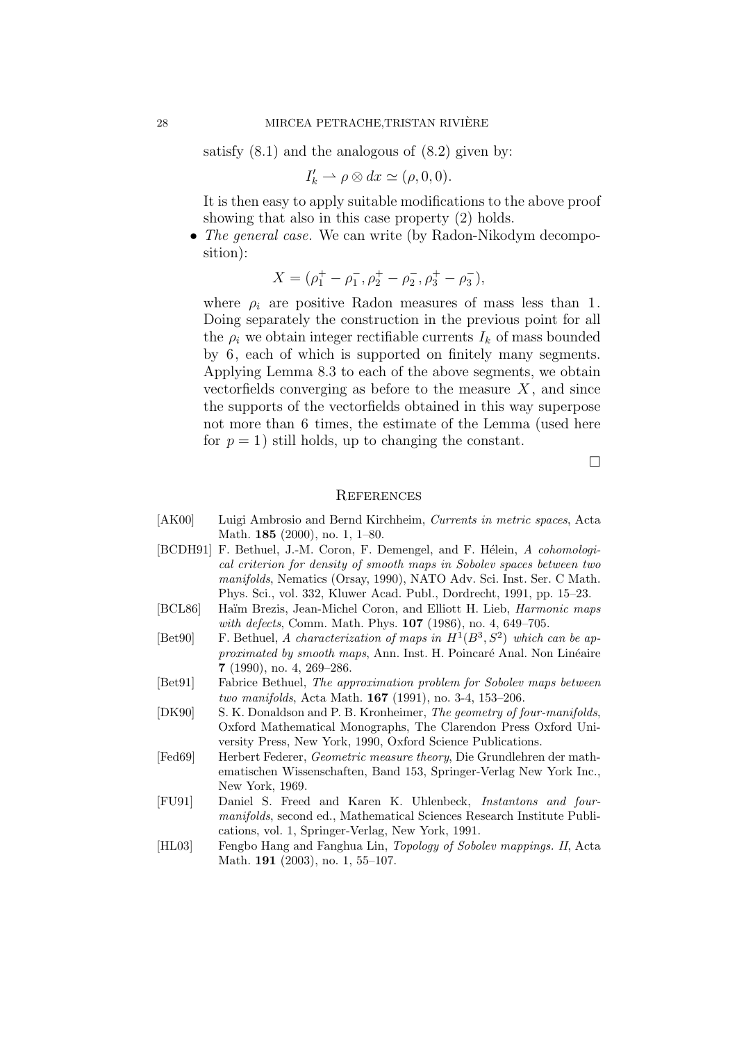satisfy (8.1) and the analogous of (8.2) given by:

$$I'_k \rightharpoonup \rho \otimes dx \simeq (\rho, 0, 0).$$

It is then easy to apply suitable modifications to the above proof showing that also in this case property (2) holds.

- *The general case.* We can write (by Radon-Nikodym decomposition):

$$X = (\rho_1^+ - \rho_1^-, \rho_2^+ - \rho_2^-, \rho_3^+ - \rho_3^-),$$

where $\rho_i$ are positive Radon measures of mass less than 1. Doing separately the construction in the previous point for all the $\rho_i$ we obtain integer rectifiable currents $I_k$ of mass bounded by 6, each of which is supported on finitely many segments. Applying Lemma 8.3 to each of the above segments, we obtain vectorfields converging as before to the measure $X$, and since the supports of the vectorfields obtained in this way superpose not more than 6 times, the estimate of the Lemma (used here for $p = 1$) still holds, up to changing the constant.

□

## References

[AK00] Luigi Ambrosio and Bernd Kirchheim, *Currents in metric spaces*, Acta Math. **185** (2000), no. 1, 1–80.

[BCDH91] F. Bethuel, J.-M. Coron, F. Demengel, and F. Hélein, *A cohomological criterion for density of smooth maps in Sobolev spaces between two manifolds*, Nematics (Orsay, 1990), NATO Adv. Sci. Inst. Ser. C Math. Phys. Sci., vol. 332, Kluwer Acad. Publ., Dordrecht, 1991, pp. 15–23.

[BCL86] Haïm Brezis, Jean-Michel Coron, and Elliott H. Lieb, *Harmonic maps with defects*, Comm. Math. Phys. **107** (1986), no. 4, 649–705.

[Bet90] F. Bethuel, *A characterization of maps in $H^1(B^3, S^2)$ which can be approximated by smooth maps*, Ann. Inst. H. Poincaré Anal. Non Linéaire **7** (1990), no. 4, 269–286.

[Bet91] Fabrice Bethuel, *The approximation problem for Sobolev maps between two manifolds*, Acta Math. **167** (1991), no. 3-4, 153–206.

[DK90] S. K. Donaldson and P. B. Kronheimer, *The geometry of four-manifolds*, Oxford Mathematical Monographs, The Clarendon Press Oxford University Press, New York, 1990, Oxford Science Publications.

[Fed69] Herbert Federer, *Geometric measure theory*, Die Grundlehren der mathematischen Wissenschaften, Band 153, Springer-Verlag New York Inc., New York, 1969.

[FU91] Daniel S. Freed and Karen K. Uhlenbeck, *Instantons and four-manifolds*, second ed., Mathematical Sciences Research Institute Publications, vol. 1, Springer-Verlag, New York, 1991.

[HL03] Fengbo Hang and Fanghua Lin, *Topology of Sobolev mappings. II*, Acta Math. **191** (2003), no. 1, 55–107.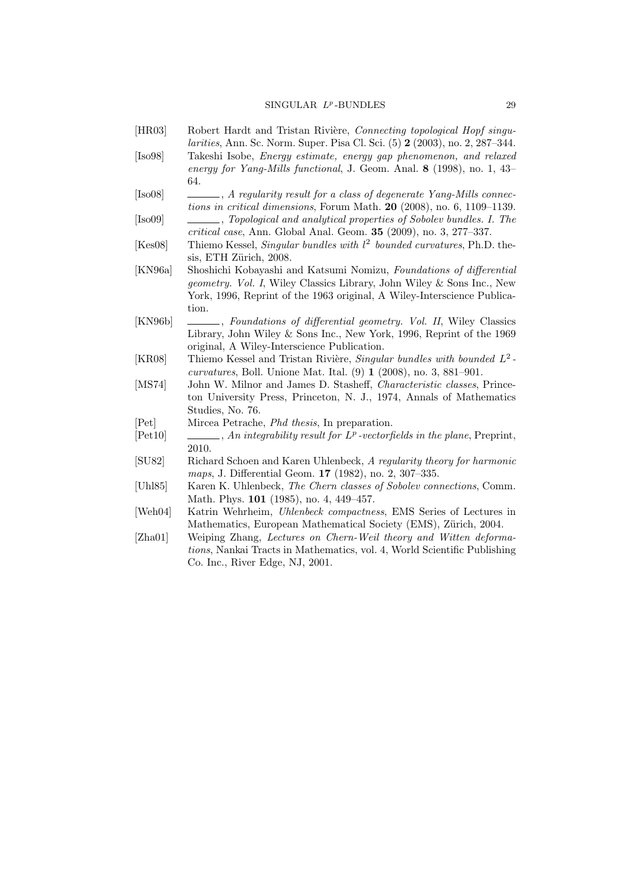[HR03] Robert Hardt and Tristan Rivière, *Connecting topological Hopf singularities*, Ann. Sc. Norm. Super. Pisa Cl. Sci. (5) **2** (2003), no. 2, 287–344.

[Iso98] Takeshi Isobe, *Energy estimate, energy gap phenomenon, and relaxed energy for Yang-Mills functional*, J. Geom. Anal. **8** (1998), no. 1, 43–64.

[Iso08] ______, *A regularity result for a class of degenerate Yang-Mills connections in critical dimensions*, Forum Math. **20** (2008), no. 6, 1109–1139.

[Iso09] ______, *Topological and analytical properties of Sobolev bundles. I. The critical case*, Ann. Global Anal. Geom. **35** (2009), no. 3, 277–337.

[Kes08] Thiemo Kessel, *Singular bundles with $l^2$ bounded curvatures*, Ph.D. thesis, ETH Zürich, 2008.

[KN96a] Shoshichi Kobayashi and Katsumi Nomizu, *Foundations of differential geometry. Vol. I*, Wiley Classics Library, John Wiley & Sons Inc., New York, 1996, Reprint of the 1963 original, A Wiley-Interscience Publication.

[KN96b] ______, *Foundations of differential geometry. Vol. II*, Wiley Classics Library, John Wiley & Sons Inc., New York, 1996, Reprint of the 1969 original, A Wiley-Interscience Publication.

[KR08] Thiemo Kessel and Tristan Rivière, *Singular bundles with bounded $L^2$-curvatures*, Boll. Unione Mat. Ital. (9) **1** (2008), no. 3, 881–901.

[MS74] John W. Milnor and James D. Stasheff, *Characteristic classes*, Princeton University Press, Princeton, N. J., 1974, Annals of Mathematics Studies, No. 76.

[Pet] Mircea Petrache, *Phd thesis*, In preparation.

[Pet10] ______, *An integrability result for $L^p$-vectorfields in the plane*, Preprint, 2010.

[SU82] Richard Schoen and Karen Uhlenbeck, *A regularity theory for harmonic maps*, J. Differential Geom. **17** (1982), no. 2, 307–335.

[Uhl85] Karen K. Uhlenbeck, *The Chern classes of Sobolev connections*, Comm. Math. Phys. **101** (1985), no. 4, 449–457.

[Weh04] Katrin Wehrheim, *Uhlenbeck compactness*, EMS Series of Lectures in Mathematics, European Mathematical Society (EMS), Zürich, 2004.

[Zha01] Weiping Zhang, *Lectures on Chern-Weil theory and Witten deformations*, Nankai Tracts in Mathematics, vol. 4, World Scientific Publishing Co. Inc., River Edge, NJ, 2001.